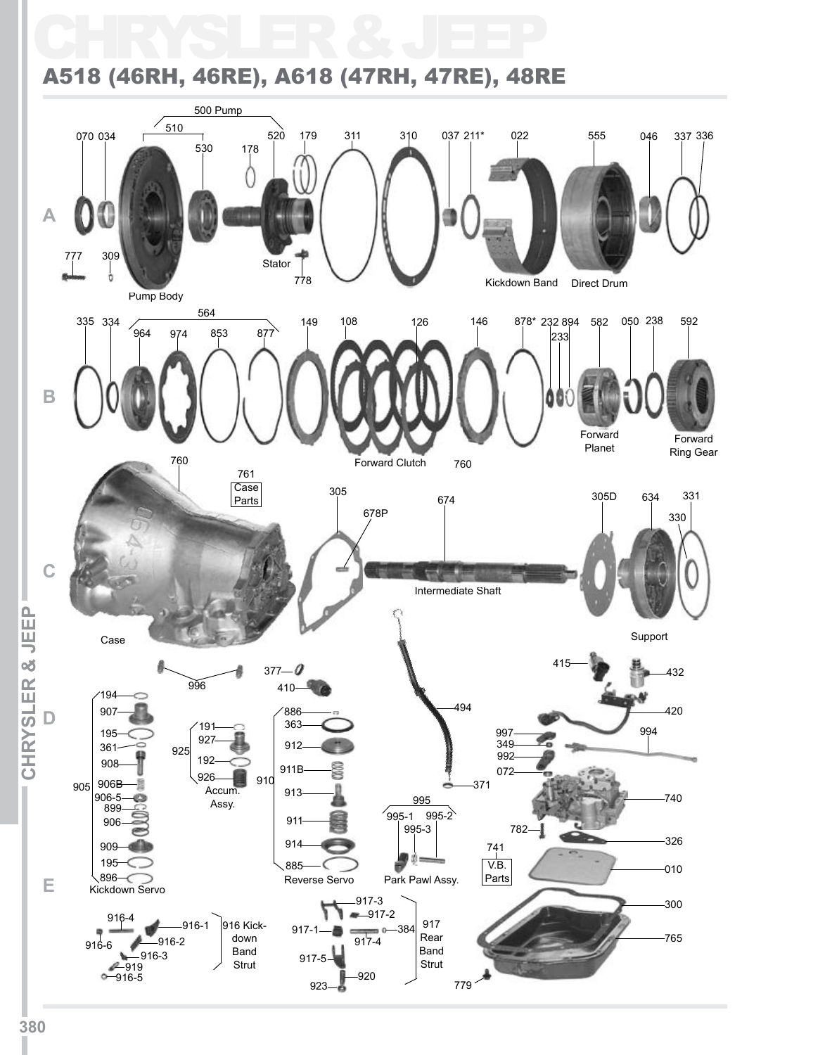# CHRYSLER & JEEP

## A518 (46RH, 46RE), A618 (47RH, 47RE), 48RE

500 Pump

510

070 034 530 178 520 179 311 310 037 211* 022 555 046 337 336

A

777 309

Stator

778

Pump Body

Kickdown Band

Direct Drum

564

335 334 964 974 853 877 149 108 126 146 878* 232 894 233 582 050 238 592

B

Forward Clutch

760

Forward Planet

Forward Ring Gear

760

761 Case Parts

305

678P

674

305D 634 331 330

C

Intermediate Shaft

Case

Support

996

377

410

415

432

494

420

D

194 907 195 361 908 906B 906-5 899 906 909 195 896

905

Kickdown Servo

925

191 927 192 926

Accum. Assy.

910

886 363 912 911B 913 911 914 885

Reverse Servo

371

995

995-1 995-2 995-3

Park Pawl Assy.

997 349 992 072

994

740

782

741 V.B. Parts

326

010

E

916-4 916-1 916-6 916-2 916-3 919 916-5

916 Kick-down Band Strut

917-3 917-2 917-1 384 917-4 917-5 920 923

917 Rear Band Strut

300

765

779

CHRYSLER & JEEP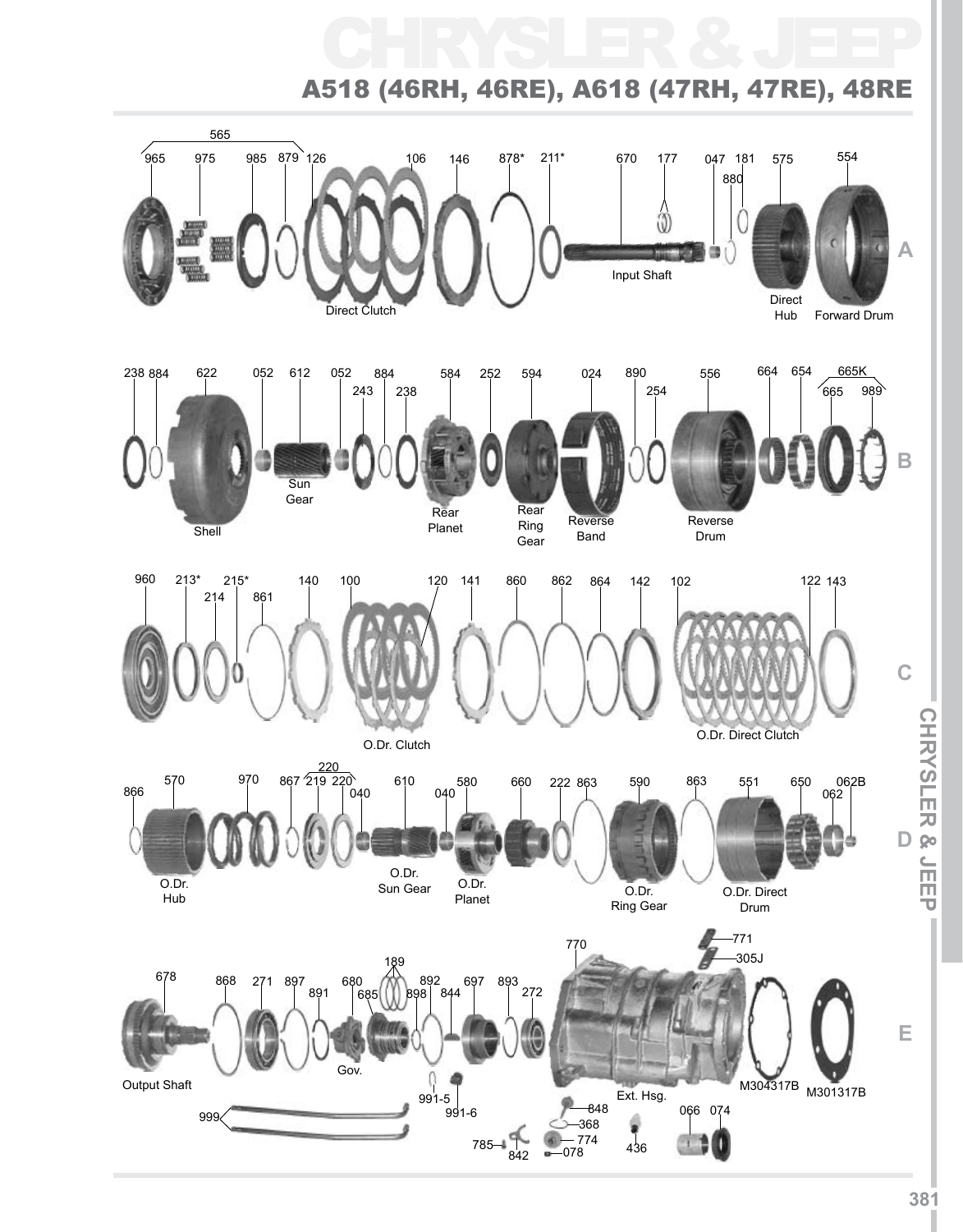# CHRYSLER & JEEP

## A518 (46RH, 46RE), A618 (47RH, 47RE), 48RE

**A**

565

965 975 985 879 126 106 146 878* 211* 670 177 047 181 880 575 554

Direct Clutch

Input Shaft

Direct Hub

Forward Drum

**B**

238 884 622 052 612 052 243 884 238 584 252 594 024 890 254 556 664 654 665K 665 989

Shell

Sun Gear

Rear Planet

Rear Ring Gear

Reverse Band

Reverse Drum

**C**

960 213* 214 215* 861 140 100 120 141 860 862 864 142 102 122 143

O.Dr. Clutch

O.Dr. Direct Clutch

**D**

866 570 970 867 220 219 220 040 610 040 580 660 222 863 590 863 551 650 062B 062

O.Dr. Hub

O.Dr. Sun Gear

O.Dr. Planet

O.Dr. Ring Gear

O.Dr. Direct Drum

**E**

678 868 271 897 891 680 685 189 892 898 844 697 893 272 770 771 305J

Output Shaft

Gov.

Ext. Hsg.

M304317B M301317B

999 991-5 991-6 785 842 848 368 774 078 436 066 074

CHRYSLER & JEEP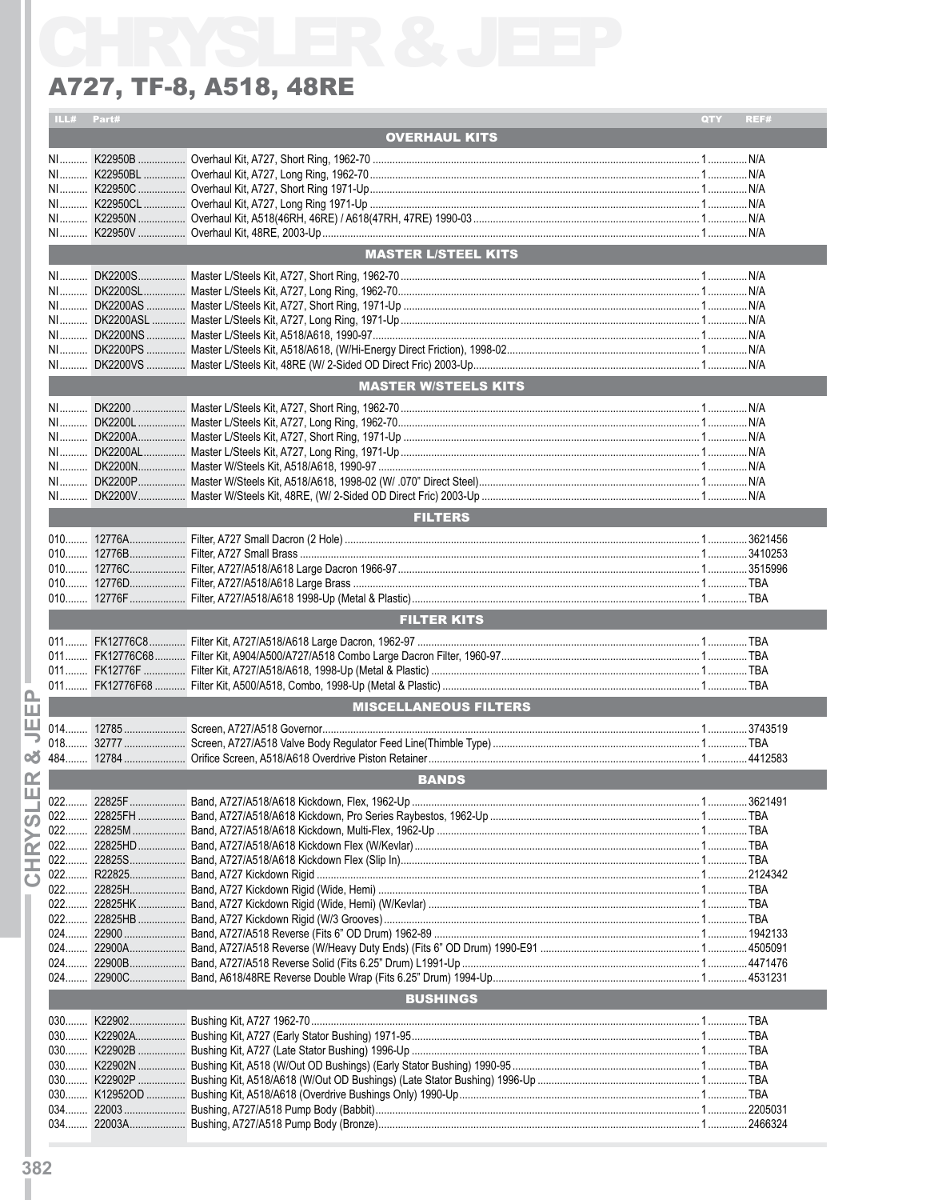# CHRYSLER & JEEP

## A727, TF-8, A518, 48RE

| ILL# | Part# | | QTY | REF# |
|---|---|---|---|---|
| | | **OVERHAUL KITS** | | |
| NI | K22950B | Overhaul Kit, A727, Short Ring, 1962-70 | 1 | N/A |
| NI | K22950BL | Overhaul Kit, A727, Long Ring, 1962-70 | 1 | N/A |
| NI | K22950C | Overhaul Kit, A727, Short Ring 1971-Up | 1 | N/A |
| NI | K22950CL | Overhaul Kit, A727, Long Ring 1971-Up | 1 | N/A |
| NI | K22950N | Overhaul Kit, A518(46RH, 46RE) / A618(47RH, 47RE) 1990-03 | 1 | N/A |
| NI | K22950V | Overhaul Kit, 48RE, 2003-Up | 1 | N/A |
| | | **MASTER L/STEEL KITS** | | |
| NI | DK2200S | Master L/Steels Kit, A727, Short Ring, 1962-70 | 1 | N/A |
| NI | DK2200SL | Master L/Steels Kit, A727, Long Ring, 1962-70 | 1 | N/A |
| NI | DK2200AS | Master L/Steels Kit, A727, Short Ring, 1971-Up | 1 | N/A |
| NI | DK2200ASL | Master L/Steels Kit, A727, Long Ring, 1971-Up | 1 | N/A |
| NI | DK2200NS | Master L/Steels Kit, A518/A618, 1990-97 | 1 | N/A |
| NI | DK2200PS | Master L/Steels Kit, A518/A618, (W/Hi-Energy Direct Friction), 1998-02 | 1 | N/A |
| NI | DK2200VS | Master L/Steels Kit, 48RE (W/ 2-Sided OD Direct Fric) 2003-Up | 1 | N/A |
| | | **MASTER W/STEELS KITS** | | |
| NI | DK2200 | Master L/Steels Kit, A727, Short Ring, 1962-70 | 1 | N/A |
| NI | DK2200L | Master L/Steels Kit, A727, Long Ring, 1962-70 | 1 | N/A |
| NI | DK2200A | Master L/Steels Kit, A727, Short Ring, 1971-Up | 1 | N/A |
| NI | DK2200AL | Master L/Steels Kit, A727, Long Ring, 1971-Up | 1 | N/A |
| NI | DK2200N | Master W/Steels Kit, A518/A618, 1990-97 | 1 | N/A |
| NI | DK2200P | Master W/Steels Kit, A518/A618, 1998-02 (W/ .070" Direct Steel) | 1 | N/A |
| NI | DK2200V | Master W/Steels Kit, 48RE, (W/ 2-Sided OD Direct Fric) 2003-Up | 1 | N/A |
| | | **FILTERS** | | |
| 010 | 12776A | Filter, A727 Small Dacron (2 Hole) | 1 | 3621456 |
| 010 | 12776B | Filter, A727 Small Brass | 1 | 3410253 |
| 010 | 12776C | Filter, A727/A518/A618 Large Dacron 1966-97 | 1 | 3515996 |
| 010 | 12776D | Filter, A727/A518/A618 Large Brass | 1 | TBA |
| 010 | 12776F | Filter, A727/A518/A618 1998-Up (Metal & Plastic) | 1 | TBA |
| | | **FILTER KITS** | | |
| 011 | FK12776C8 | Filter Kit, A727/A518/A618 Large Dacron, 1962-97 | 1 | TBA |
| 011 | FK12776C68 | Filter Kit, A904/A500/A727/A518 Combo Large Dacron Filter, 1960-97 | 1 | TBA |
| 011 | FK12776F | Filter Kit, A727/A518/A618, 1998-Up (Metal & Plastic) | 1 | TBA |
| 011 | FK12776F68 | Filter Kit, A500/A518, Combo, 1998-Up (Metal & Plastic) | 1 | TBA |
| | | **MISCELLANEOUS FILTERS** | | |
| 014 | 12785 | Screen, A727/A518 Governor | 1 | 3743519 |
| 018 | 32777 | Screen, A727/A518 Valve Body Regulator Feed Line(Thimble Type) | 1 | TBA |
| 484 | 12784 | Orifice Screen, A518/A618 Overdrive Piston Retainer | 1 | 4412583 |
| | | **BANDS** | | |
| 022 | 22825F | Band, A727/A518/A618 Kickdown, Flex, 1962-Up | 1 | 3621491 |
| 022 | 22825FH | Band, A727/A518/A618 Kickdown, Pro Series Raybestos, 1962-Up | 1 | TBA |
| 022 | 22825M | Band, A727/A518/A618 Kickdown, Multi-Flex, 1962-Up | 1 | TBA |
| 022 | 22825HD | Band, A727/A518/A618 Kickdown Flex (W/Kevlar) | 1 | TBA |
| 022 | 22825S | Band, A727/A518/A618 Kickdown Flex (Slip In) | 1 | TBA |
| 022 | R22825 | Band, A727 Kickdown Rigid | 1 | 2124342 |
| 022 | 22825H | Band, A727 Kickdown Rigid (Wide, Hemi) | 1 | TBA |
| 022 | 22825HK | Band, A727 Kickdown Rigid (Wide, Hemi) (W/Kevlar) | 1 | TBA |
| 022 | 22825HB | Band, A727 Kickdown Rigid (W/3 Grooves) | 1 | TBA |
| 024 | 22900 | Band, A727/A518 Reverse (Fits 6" OD Drum) 1962-89 | 1 | 1942133 |
| 024 | 22900A | Band, A727/A518 Reverse (W/Heavy Duty Ends) (Fits 6" OD Drum) 1990-E91 | 1 | 4505091 |
| 024 | 22900B | Band, A727/A518 Reverse Solid (Fits 6.25" Drum) L1991-Up | 1 | 4471476 |
| 024 | 22900C | Band, A618/48RE Reverse Double Wrap (Fits 6.25" Drum) 1994-Up | 1 | 4531231 |
| | | **BUSHINGS** | | |
| 030 | K22902 | Bushing Kit, A727 1962-70 | 1 | TBA |
| 030 | K22902A | Bushing Kit, A727 (Early Stator Bushing) 1971-95 | 1 | TBA |
| 030 | K22902B | Bushing Kit, A727 (Late Stator Bushing) 1996-Up | 1 | TBA |
| 030 | K22902N | Bushing Kit, A518 (W/Out OD Bushings) (Early Stator Bushing) 1990-95 | 1 | TBA |
| 030 | K22902P | Bushing Kit, A518/A618 (W/Out OD Bushings) (Late Stator Bushing) 1996-Up | 1 | TBA |
| 030 | K12952OD | Bushing Kit, A518/A618 (Overdrive Bushings Only) 1990-Up | 1 | TBA |
| 034 | 22003 | Bushing, A727/A518 Pump Body (Babbit) | 1 | 2205031 |
| 034 | 22003A | Bushing, A727/A518 Pump Body (Bronze) | 1 | 2466324 |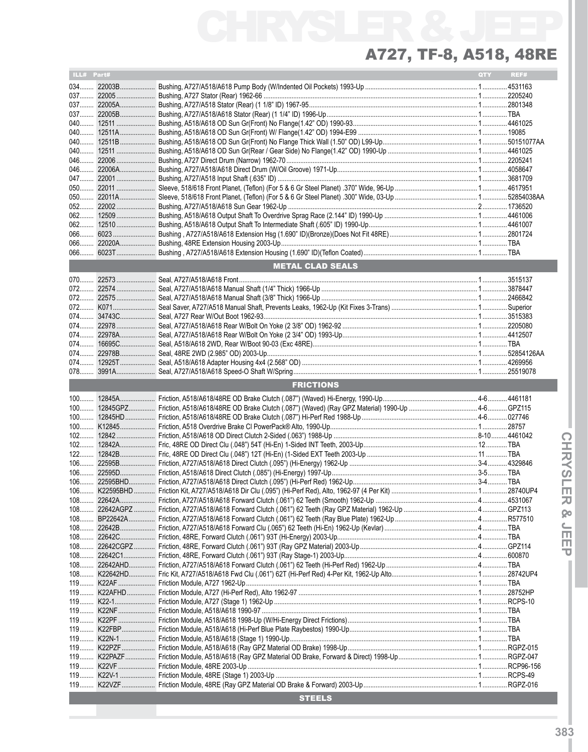# CHRYSLER & JEEP

## A727, TF-8, A518, 48RE

| ILL# | Part# | Description | QTY | REF# |
|---|---|---|---|---|
| 034 | 22003B | Bushing, A727/A518/A618 Pump Body (W/Indented Oil Pockets) 1993-Up | 1 | 4531163 |
| 037 | 22005 | Bushing, A727 Stator (Rear) 1962-66 | 1 | 2205240 |
| 037 | 22005A | Bushing, A727/A518 Stator (Rear) (1 1/8" ID) 1967-95 | 1 | 2801348 |
| 037 | 22005B | Bushing, A727/A518/A618 Stator (Rear) (1 1/4" ID) 1996-Up | 1 | TBA |
| 040 | 12511 | Bushing, A518/A618 OD Sun Gr(Front) No Flange(1.42" OD) 1990-93 | 1 | 4461025 |
| 040 | 12511A | Bushing, A518/A618 OD Sun Gr(Front) W/ Flange(1.42" OD) 1994-E99 | 1 | 19085 |
| 040 | 12511B | Bushing, A518/A618 OD Sun Gr(Front) No Flange Thick Wall (1.50" OD) L99-Up | 1 | 50151077AA |
| 040 | 12511 | Bushing, A518/A618 OD Sun Gr(Rear / Gear Side) No Flange(1.42" OD) 1990-Up | 1 | 4461025 |
| 046 | 22006 | Bushing, A727 Direct Drum (Narrow) 1962-70 | 1 | 2205241 |
| 046 | 22006A | Bushing, A727/A518/A618 Direct Drum (W/Oil Groove) 1971-Up | 1 | 4058647 |
| 047 | 22001 | Bushing, A727/A518 Input Shaft (.635" ID) | 1 | 3681709 |
| 050 | 22011 | Sleeve, 518/618 Front Planet, (Teflon) (For 5 & 6 Gr Steel Planet) .370" Wide, 96-Up | 1 | 4617951 |
| 050 | 22011A | Sleeve, 518/618 Front Planet, (Teflon) (For 5 & 6 Gr Steel Planet) .300" Wide, 03-Up | 1 | 52854038AA |
| 052 | 22002 | Bushing, A727/A518/A618 Sun Gear 1962-Up | 2 | 1736520 |
| 062 | 12509 | Bushing, A518/A618 Output Shaft To Overdrive Sprag Race (2.144" ID) 1990-Up | 1 | 4461006 |
| 062 | 12510 | Bushing, A518/A618 Output Shaft To Intermediate Shaft (.605" ID) 1990-Up | 1 | 4461007 |
| 066 | 6023 | Bushing , A727/A518/A618 Extension Hsg (1.690" ID)(Bronze)(Does Not Fit 48RE) | 1 | 2801724 |
| 066 | 22020A | Bushing, 48RE Extension Housing 2003-Up | 1 | TBA |
| 066 | 6023T | Bushing , A727/A518/A618 Extension Housing (1.690" ID)(Teflon Coated) | 1 | TBA |
| | | **METAL CLAD SEALS** | | |
| 070 | 22573 | Seal, A727/A518/A618 Front | 1 | 3515137 |
| 072 | 22574 | Seal, A727/A518/A618 Manual Shaft (1/4" Thick) 1966-Up | 1 | 3878447 |
| 072 | 22575 | Seal, A727/A518/A618 Manual Shaft (3/8" Thick) 1966-Up | 1 | 2466842 |
| 072 | K071 | Seal Saver, A727/A518 Manual Shaft, Prevents Leaks, 1962-Up (Kit Fixes 3-Trans) | 1 | Superior |
| 074 | 34743C | Seal, A727 Rear W/Out Boot 1962-93 | 1 | 3515383 |
| 074 | 22978 | Seal, A727/A518/A618 Rear W/Bolt On Yoke (2 3/8" OD) 1962-92 | 1 | 2205080 |
| 074 | 22978A | Seal, A727/A518/A618 Rear W/Bolt On Yoke (2 3/4" OD) 1993-Up | 1 | 4412507 |
| 074 | 16695C | Seal, A518/A618 2WD, Rear W/Boot 90-03 (Exc 48RE) | 1 | TBA |
| 074 | 22978B | Seal, 48RE 2WD (2.985" OD) 2003-Up | 1 | 52854126AA |
| 074 | 12925T | Seal, A518/A618 Adapter Housing 4x4 (2.568" OD) | 1 | 4269956 |
| 078 | 3991A | Seal, A727/A518/A618 Speed-O Shaft W/Spring | 1 | 25519078 |
| | | **FRICTIONS** | | |
| 100 | 12845A | Friction, A518/A618/48RE OD Brake Clutch (.087") (Waved) Hi-Energy, 1990-Up | 4-6 | 4461181 |
| 100 | 12845GPZ | Friction, A518/A618/48RE OD Brake Clutch (.087") (Waved) (Ray GPZ Material) 1990-Up | 4-6 | GPZ115 |
| 100 | 12845HD | Friction, A518/A618/48RE OD Brake Clutch (.087") Hi-Perf Red 1988-Up | 4-6 | 027746 |
| 100 | K12845 | Friction, A518 Overdrive Brake Cl PowerPack® Alto, 1990-Up | 1 | 28757 |
| 102 | 12842 | Friction, A518/A618 OD Direct Clutch 2-Sided (.063") 1988-Up | 8-10 | 4461042 |
| 102 | 12842A | Fric, 48RE OD Direct Clu (.048") 54T (Hi-En) 1-Sided INT Teeth, 2003-Up | 12 | TBA |
| 122 | 12842B | Fric, 48RE OD Direct Clu (.048") 12T (Hi-En) 1-Sided EXT Teeth 2003-Up | 11 | TBA |
| 106 | 22595B | Friction, A727/A518/A618 Direct Clutch (.095") (Hi-Energy) 1962-Up | 3-4 | 4329846 |
| 106 | 22595D | Friction, A518/A618 Direct Clutch (.085") (Hi-Energy) 1997-Up | 3-5 | TBA |
| 106 | 22595BHD | Friction, A727/A518/A618 Direct Clutch (.095") (Hi-Perf Red) 1962-Up | 3-4 | TBA |
| 106 | K22595BHD | Friction Kit, A727/A518/A618 Dir Clu (.095") (Hi-Perf Red), Alto, 1962-97 (4 Per Kit) | 1 | 28740UP4 |
| 108 | 22642A | Friction, A727/A518/A618 Forward Clutch (.061") 62 Teeth (Smooth) 1962-Up | 4 | 4531067 |
| 108 | 22642AGPZ | Friction, A727/A518/A618 Forward Clutch (.061") 62 Teeth (Ray GPZ Material) 1962-Up | 4 | GPZ113 |
| 108 | BP22642A | Friction, A727/A518/A618 Forward Clutch (.061") 62 Teeth (Ray Blue Plate) 1962-Up | 4 | R577510 |
| 108 | 22642B | Friction, A727/A518/A618 Forward Clu (.065") 62 Teeth (Hi-En) 1962-Up (Kevlar) | 4 | TBA |
| 108 | 22642C | Friction, 48RE, Forward Clutch (.061") 93T (Hi-Energy) 2003-Up | 4 | TBA |
| 108 | 22642CGPZ | Friction, 48RE, Forward Clutch (.061") 93T (Ray GPZ Material) 2003-Up | 4 | GPZ114 |
| 108 | 22642C1 | Friction, 48RE, Forward Clutch (.061") 93T (Ray Stage-1) 2003-Up | 4 | 600870 |
| 108 | 22642AHD | Friction, A727/A518/A618 Forward Clutch (.061") 62 Teeth (Hi-Perf Red) 1962-Up | 4 | TBA |
| 108 | K22642HD | Fric Kit, A727/A518/A618 Fwd Clu (.061") 62T (Hi-Perf Red) 4-Per Kit, 1962-Up Alto | 1 | 28742UP4 |
| 119 | K22AF | Friction Module, A727 1962-Up | 1 | TBA |
| 119 | K22AFHD | Friction Module, A727 (Hi-Perf Red), Alto 1962-97 | 1 | 28752HP |
| 119 | K22-1 | Friction Module, A727 (Stage 1) 1962-Up | 1 | RCPS-10 |
| 119 | K22NF | Friction Module, A518/A618 1990-97 | 1 | TBA |
| 119 | K22PF | Friction Module, A518/A618 1998-Up (W/Hi-Energy Direct Frictions) | 1 | TBA |
| 119 | K22FBP | Friction Module, A518/A618 (Hi-Perf Blue Plate Raybestos) 1990-Up | 1 | TBA |
| 119 | K22N-1 | Friction Module, A518/A618 (Stage 1) 1990-Up | 1 | TBA |
| 119 | K22PZF | Friction Module, A518/A618 (Ray GPZ Material OD Brake) 1998-Up | 1 | RGPZ-015 |
| 119 | K22PAZF | Friction Module, A518/A618 (Ray GPZ Material OD Brake, Forward & Direct) 1998-Up | 1 | RGPZ-047 |
| 119 | K22VF | Friction Module, 48RE 2003-Up | 1 | RCP96-156 |
| 119 | K22V-1 | Friction Module, 48RE (Stage 1) 2003-Up | 1 | RCPS-49 |
| 119 | K22VZF | Friction Module, 48RE (Ray GPZ Material OD Brake & Forward) 2003-Up | 1 | RGPZ-016 |
| | | **STEELS** | | |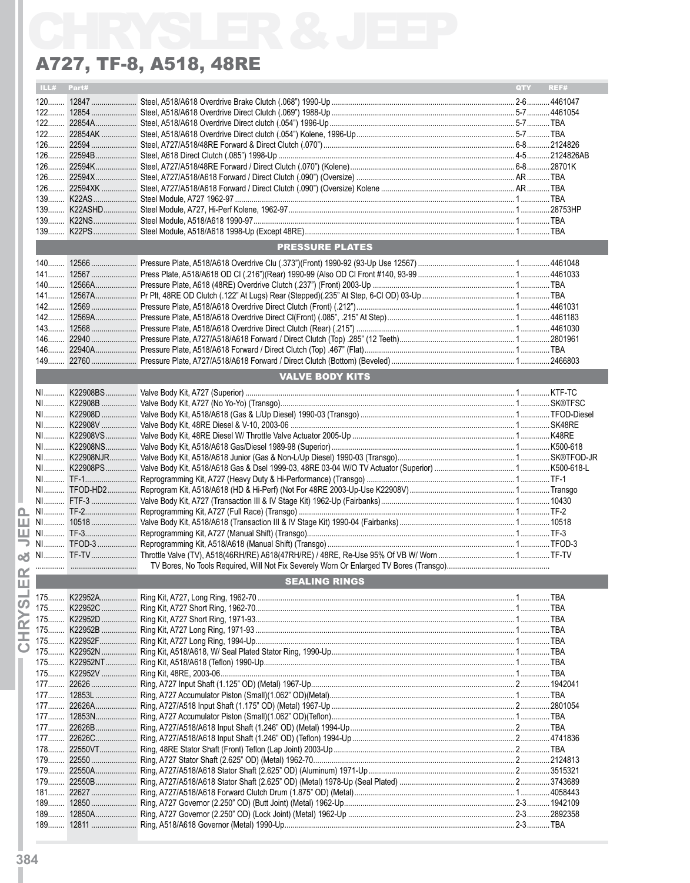# CHRYSLER & JEEP

## A727, TF-8, A518, 48RE

| ILL# | Part# | | QTY | REF# |
|---|---|---|---|---|
| 120 | 12847 | Steel, A518/A618 Overdrive Brake Clutch (.068") 1990-Up | 2-6 | 4461047 |
| 122 | 12854 | Steel, A518/A618 Overdrive Direct Clutch (.069") 1988-Up | 5-7 | 4461054 |
| 122 | 22854A | Steel, A518/A618 Overdrive Direct clutch (.054") 1996-Up | 5-7 | TBA |
| 122 | 22854AK | Steel, A518/A618 Overdrive Direct clutch (.054") Kolene, 1996-Up | 5-7 | TBA |
| 126 | 22594 | Steel, A727/A518/48RE Forward & Direct Clutch (.070") | 6-8 | 2124826 |
| 126 | 22594B | Steel, A618 Direct Clutch (.085") 1998-Up | 4-5 | 2124826AB |
| 126 | 22594K | Steel, A727/A518/48RE Forward / Direct Clutch (.070") (Kolene) | 6-8 | 28701K |
| 126 | 22594X | Steel, A727/A518/A618 Forward / Direct Clutch (.090") (Oversize) | AR | TBA |
| 126 | 22594XK | Steel, A727/A518/A618 Forward / Direct Clutch (.090") (Oversize) Kolene | AR | TBA |
| 139 | K22AS | Steel Module, A727 1962-97 | 1 | TBA |
| 139 | K22ASHD | Steel Module, A727, Hi-Perf Kolene, 1962-97 | 1 | 28753HP |
| 139 | K22NS | Steel Module, A518/A618 1990-97 | 1 | TBA |
| 139 | K22PS | Steel Module, A518/A618 1998-Up (Except 48RE) | 1 | TBA |
| | | **PRESSURE PLATES** | | |
| 140 | 12566 | Pressure Plate, A518/A618 Overdrive Clu (.373")(Front) 1990-92 (93-Up Use 12567) | 1 | 4461048 |
| 141 | 12567 | Press Plate, A518/A618 OD Cl (.216")(Rear) 1990-99 (Also OD Cl Front #140, 93-99 | 1 | 4461033 |
| 140 | 12566A | Pressure Plate, A618 (48RE) Overdrive Clutch (.237") (Front) 2003-Up | 1 | TBA |
| 141 | 12567A | Pr Plt, 48RE OD Clutch (.122" At Lugs) Rear (Stepped)(.235" At Step, 6-Cl OD) 03-Up | 1 | TBA |
| 142 | 12569 | Pressure Plate, A518/A618 Overdrive Direct Clutch (Front) (.212") | 1 | 4461031 |
| 142 | 12569A | Pressure Plate, A518/A618 Overdrive Direct Cl(Front) (.085", .215" At Step) | 1 | 4461183 |
| 143 | 12568 | Pressure Plate, A518/A618 Overdrive Direct Clutch (Rear) (.215") | 1 | 4461030 |
| 146 | 22940 | Pressure Plate, A727/A518/A618 Forward / Direct Clutch (Top) .285" (12 Teeth) | 1 | 2801961 |
| 146 | 22940A | Pressure Plate, A518/A618 Forward / Direct Clutch (Top) .467" (Flat) | 1 | TBA |
| 149 | 22760 | Pressure Plate, A727/A518/A618 Forward / Direct Clutch (Bottom) (Beveled) | 1 | 2466803 |
| | | **VALVE BODY KITS** | | |
| NI | K22908BS | Valve Body Kit, A727 (Superior) | 1 | KTF-TC |
| NI | K22908B | Valve Body Kit, A727 (No Yo-Yo) (Transgo) | 1 | SK®TFSC |
| NI | K22908D | Valve Body Kit, A518/A618 (Gas & L/Up Diesel) 1990-03 (Transgo) | 1 | TFOD-Diesel |
| NI | K22908V | Valve Body Kit, 48RE Diesel & V-10, 2003-06 | 1 | SK48RE |
| NI | K22908VS | Valve Body Kit, 48RE Diesel W/ Throttle Valve Actuator 2005-Up | 1 | K48RE |
| NI | K22908NS | Valve Body Kit, A518/A618 Gas/Diesel 1989-98 (Superior) | 1 | K500-618 |
| NI | K22908NJR | Valve Body Kit, A518/A618 Junior (Gas & Non-L/Up Diesel) 1990-03 (Transgo) | 1 | SK®TFOD-JR |
| NI | K22908PS | Valve Body Kit, A518/A618 Gas & Dsel 1999-03, 48RE 03-04 W/O TV Actuator (Superior) | 1 | K500-618-L |
| NI | TF-1 | Reprogramming Kit, A727 (Heavy Duty & Hi-Performance) (Transgo) | 1 | TF-1 |
| NI | TFOD-HD2 | Reprogram Kit, A518/A618 (HD & Hi-Perf) (Not For 48RE 2003-Up-Use K22908V) | 1 | Transgo |
| NI | FTF-3 | Valve Body Kit, A727 (Transaction III & IV Stage Kit) 1962-Up (Fairbanks) | 1 | 10430 |
| NI | TF-2 | Reprogramming Kit, A727 (Full Race) (Transgo) | 1 | TF-2 |
| NI | 10518 | Valve Body Kit, A518/A618 (Transaction III & IV Stage Kit) 1990-04 (Fairbanks) | 1 | 10518 |
| NI | TF-3 | Reprogramming Kit, A727 (Manual Shift) (Transgo) | 1 | TF-3 |
| NI | TFOD-3 | Reprogramming Kit, A518/A618 (Manual Shift) (Transgo) | 1 | TFOD-3 |
| NI | TF-TV | Throttle Valve (TV), A518(46RH/RE) A618(47RH/RE) / 48RE, Re-Use 95% Of VB W/ Worn | 1 | TF-TV |
| | | TV Bores, No Tools Required, Will Not Fix Severely Worn Or Enlarged TV Bores (Transgo) | | |
| | | **SEALING RINGS** | | |
| 175 | K22952A | Ring Kit, A727, Long Ring, 1962-70 | 1 | TBA |
| 175 | K22952C | Ring Kit, A727 Short Ring, 1962-70 | 1 | TBA |
| 175 | K22952D | Ring Kit, A727 Short Ring, 1971-93 | 1 | TBA |
| 175 | K22952B | Ring Kit, A727 Long Ring, 1971-93 | 1 | TBA |
| 175 | K22952F | Ring Kit, A727 Long Ring, 1994-Up | 1 | TBA |
| 175 | K22952N | Ring Kit, A518/A618, W/ Seal Plated Stator Ring, 1990-Up | 1 | TBA |
| 175 | K22952NT | Ring Kit, A518/A618 (Teflon) 1990-Up | 1 | TBA |
| 175 | K22952V | Ring Kit, 48RE, 2003-06 | 1 | TBA |
| 177 | 22626 | Ring, A727 Input Shaft (1.125" OD) (Metal) 1967-Up | 2 | 1942041 |
| 177 | 12853L | Ring, A727 Accumulator Piston (Small)(1.062" OD)(Metal) | 1 | TBA |
| 177 | 22626A | Ring, A727/A518 Input Shaft (1.175" OD) (Metal) 1967-Up | 2 | 2801054 |
| 177 | 12853N | Ring, A727 Accumulator Piston (Small)(1.062" OD)(Teflon) | 1 | TBA |
| 177 | 22626B | Ring, A727/A518/A618 Input Shaft (1.246" OD) (Metal) 1994-Up | 2 | TBA |
| 177 | 22626C | Ring, A727/A518/A618 Input Shaft (1.246" OD) (Teflon) 1994-Up | 2 | 4741836 |
| 178 | 22550VT | Ring, 48RE Stator Shaft (Front) Teflon (Lap Joint) 2003-Up | 2 | TBA |
| 179 | 22550 | Ring, A727 Stator Shaft (2.625" OD) (Metal) 1962-70 | 2 | 2124813 |
| 179 | 22550A | Ring, A727/A518/A618 Stator Shaft (2.625" OD) (Aluminum) 1971-Up | 2 | 3515321 |
| 179 | 22550B | Ring, A727/A518/A618 Stator Shaft (2.625" OD) (Metal) 1978-Up (Seal Plated) | 2 | 3743689 |
| 181 | 22627 | Ring, A727/A518/A618 Forward Clutch Drum (1.875" OD) (Metal) | 1 | 4058443 |
| 189 | 12850 | Ring, A727 Governor (2.250" OD) (Butt Joint) (Metal) 1962-Up | 2-3 | 1942109 |
| 189 | 12850A | Ring, A727 Governor (2.250" OD) (Lock Joint) (Metal) 1962-Up | 2-3 | 2892358 |
| 189 | 12811 | Ring, A518/A618 Governor (Metal) 1990-Up | 2-3 | TBA |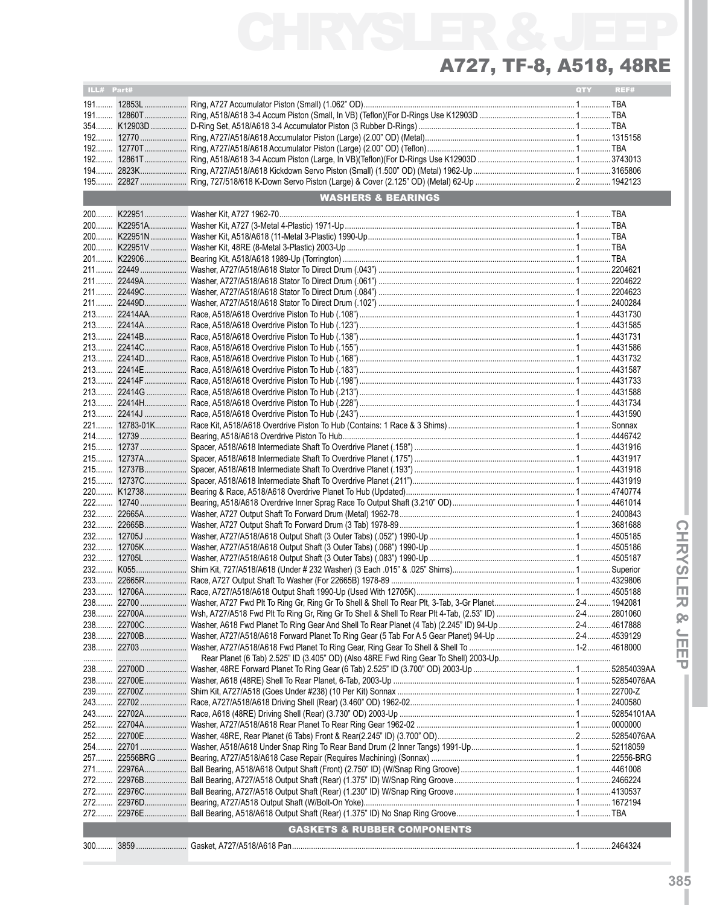# A727, TF-8, A518, 48RE

| ILL# | Part# | | QTY | REF# |
|---|---|---|---|---|
| 191 | 12853L | Ring, A727 Accumulator Piston (Small) (1.062" OD) | 1 | TBA |
| 191 | 12860T | Ring, A518/A618 3-4 Accum Piston (Small, In VB) (Teflon)(For D-Rings Use K12903D | 1 | TBA |
| 354 | K12903D | D-Ring Set, A518/A618 3-4 Accumulator Piston (3 Rubber D-Rings) | 1 | TBA |
| 192 | 12770 | Ring, A727/A518/A618 Accumulator Piston (Large) (2.00" OD) (Metal) | 1 | 1315158 |
| 192 | 12770T | Ring, A727/A518/A618 Accumulator Piston (Large) (2.00" OD) (Teflon) | 1 | TBA |
| 192 | 12861T | Ring, A518/A618 3-4 Accum Piston (Large, In VB)(Teflon)(For D-Rings Use K12903D | 1 | 3743013 |
| 194 | 2823K | Ring, A727/A518/A618 Kickdown Servo Piston (Small) (1.500" OD) (Metal) 1962-Up | 1 | 3165806 |
| 195 | 22827 | Ring, 727/518/618 K-Down Servo Piston (Large) & Cover (2.125" OD) (Metal) 62-Up | 2 | 1942123 |
| | | **WASHERS & BEARINGS** | | |
| 200 | K22951 | Washer Kit, A727 1962-70 | 1 | TBA |
| 200 | K22951A | Washer Kit, A727 (3-Metal 4-Plastic) 1971-Up | 1 | TBA |
| 200 | K22951N | Washer Kit, A518/A618 (11-Metal 3-Plastic) 1990-Up | 1 | TBA |
| 200 | K22951V | Washer Kit, 48RE (8-Metal 3-Plastic) 2003-Up | 1 | TBA |
| 201 | K22906 | Bearing Kit, A518/A618 1989-Up (Torrington) | 1 | TBA |
| 211 | 22449 | Washer, A727/A518/A618 Stator To Direct Drum (.043") | 1 | 2204621 |
| 211 | 22449A | Washer, A727/A518/A618 Stator To Direct Drum (.061") | 1 | 2204622 |
| 211 | 22449C | Washer, A727/A518/A618 Stator To Direct Drum (.084") | 1 | 2204623 |
| 211 | 22449D | Washer, A727/A518/A618 Stator To Direct Drum (.102") | 1 | 2400284 |
| 213 | 22414AA | Race, A518/A618 Overdrive Piston To Hub (.108") | 1 | 4431730 |
| 213 | 22414A | Race, A518/A618 Overdrive Piston To Hub (.123") | 1 | 4431585 |
| 213 | 22414B | Race, A518/A618 Overdrive Piston To Hub (.138") | 1 | 4431731 |
| 213 | 22414C | Race, A518/A618 Overdrive Piston To Hub (.155") | 1 | 4431586 |
| 213 | 22414D | Race, A518/A618 Overdrive Piston To Hub (.168") | 1 | 4431732 |
| 213 | 22414E | Race, A518/A618 Overdrive Piston To Hub (.183") | 1 | 4431587 |
| 213 | 22414F | Race, A518/A618 Overdrive Piston To Hub (.198") | 1 | 4431733 |
| 213 | 22414G | Race, A518/A618 Overdrive Piston To Hub (.213") | 1 | 4431588 |
| 213 | 22414H | Race, A518/A618 Overdrive Piston To Hub (.228") | 1 | 4431734 |
| 213 | 22414J | Race, A518/A618 Overdrive Piston To Hub (.243") | 1 | 4431590 |
| 221 | 12783-01K | Race Kit, A518/A618 Overdrive Piston To Hub (Contains: 1 Race & 3 Shims) | 1 | Sonnax |
| 214 | 12739 | Bearing, A518/A618 Overdrive Piston To Hub | 1 | 4446742 |
| 215 | 12737 | Spacer, A518/A618 Intermediate Shaft To Overdrive Planet (.158") | 1 | 4431916 |
| 215 | 12737A | Spacer, A518/A618 Intermediate Shaft To Overdrive Planet (.175") | 1 | 4431917 |
| 215 | 12737B | Spacer, A518/A618 Intermediate Shaft To Overdrive Planet (.193") | 1 | 4431918 |
| 215 | 12737C | Spacer, A518/A618 Intermediate Shaft To Overdrive Planet (.211") | 1 | 4431919 |
| 220 | K12738 | Bearing & Race, A518/A618 Overdrive Planet To Hub (Updated) | 1 | 4740774 |
| 222 | 12740 | Bearing, A518/A618 Overdrive Inner Sprag Race To Output Shaft (3.210" OD) | 1 | 4461014 |
| 232 | 22665A | Washer, A727 Output Shaft To Forward Drum (Metal) 1962-78 | 1 | 2400843 |
| 232 | 22665B | Washer, A727 Output Shaft To Forward Drum (3 Tab) 1978-89 | 1 | 3681688 |
| 232 | 12705J | Washer, A727/A518/A618 Output Shaft (3 Outer Tabs) (.052") 1990-Up | 1 | 4505185 |
| 232 | 12705K | Washer, A727/A518/A618 Output Shaft (3 Outer Tabs) (.068") 1990-Up | 1 | 4505186 |
| 232 | 12705L | Washer, A727/A518/A618 Output Shaft (3 Outer Tabs) (.083") 1990-Up | 1 | 4505187 |
| 232 | K055 | Shim Kit, 727/A518/A618 (Under # 232 Washer) (3 Each .015" & .025" Shims) | 1 | Superior |
| 233 | 22665R | Race, A727 Output Shaft To Washer (For 22665B) 1978-89 | 1 | 4329806 |
| 233 | 12706A | Race, A727/A518/A618 Output Shaft 1990-Up (Used With 12705K) | 1 | 4505188 |
| 238 | 22700 | Washer, A727 Fwd Plt To Ring Gr, Ring Gr To Shell & Shell To Rear Plt, 3-Tab, 3-Gr Planet | 2-4 | 1942081 |
| 238 | 22700A | Wsh, A727/A518 Fwd Plt To Ring Gr, Ring Gr To Shell & Shell To Rear Plt 4-Tab, (2.53" ID) | 2-4 | 2801060 |
| 238 | 22700C | Washer, A618 Fwd Planet To Ring Gear And Shell To Rear Planet (4 Tab) (2.245" ID) 94-Up | 2-4 | 4617888 |
| 238 | 22700B | Washer, A727/A518/A618 Forward Planet To Ring Gear (5 Tab For A 5 Gear Planet) 94-Up | 2-4 | 4539129 |
| 238 | 22703 | Washer, A727/A518/A618 Fwd Planet To Ring Gear, Ring Gear To Shell & Shell To | 1-2 | 4618000 |
| | | Rear Planet (6 Tab) 2.525" ID (3.405" OD) (Also 48RE Fwd Ring Gear To Shell) 2003-Up | | |
| 238 | 22700D | Washer, 48RE Forward Planet To Ring Gear (6 Tab) 2.525" ID (3.700" OD) 2003-Up | 1 | 52854039AA |
| 238 | 22700E | Washer, A618 (48RE) Shell To Rear Planet, 6-Tab, 2003-Up | 1 | 52854076AA |
| 239 | 22700Z | Shim Kit, A727/A518 (Goes Under #238) (10 Per Kit) Sonnax | 1 | 22700-Z |
| 243 | 22702 | Race, A727/A518/A618 Driving Shell (Rear) (3.460" OD) 1962-02 | 1 | 2400580 |
| 243 | 22702A | Race, A618 (48RE) Driving Shell (Rear) (3.730" OD) 2003-Up | 1 | 52854101AA |
| 252 | 22704A | Washer, A727/A518/A618 Rear Planet To Rear Ring Gear 1962-02 | 1 | 0000000 |
| 252 | 22700E | Washer, 48RE, Rear Planet (6 Tabs) Front & Rear(2.245" ID) (3.700" OD) | 2 | 52854076AA |
| 254 | 22701 | Washer, A518/A618 Under Snap Ring To Rear Band Drum (2 Inner Tangs) 1991-Up | 1 | 52118059 |
| 257 | 22556BRG | Bearing, A727/A518/A618 Case Repair (Requires Machining) (Sonnax) | 1 | 22556-BRG |
| 271 | 22976A | Ball Bearing, A518/A618 Output Shaft (Front) (2.750" ID) (W/Snap Ring Groove) | 1 | 4461008 |
| 272 | 22976B | Ball Bearing, A727/A518 Output Shaft (Rear) (1.375" ID) W/Snap Ring Groove | 1 | 2466224 |
| 272 | 22976C | Ball Bearing, A727/A518 Output Shaft (Rear) (1.230" ID) W/Snap Ring Groove | 1 | 4130537 |
| 272 | 22976D | Bearing, A727/A518 Output Shaft (W/Bolt-On Yoke) | 1 | 1672194 |
| 272 | 22976E | Ball Bearing, A518/A618 Output Shaft (Rear) (1.375" ID) No Snap Ring Groove | 1 | TBA |
| | | **GASKETS & RUBBER COMPONENTS** | | |
| 300 | 3859 | Gasket, A727/A518/A618 Pan | 1 | 2464324 |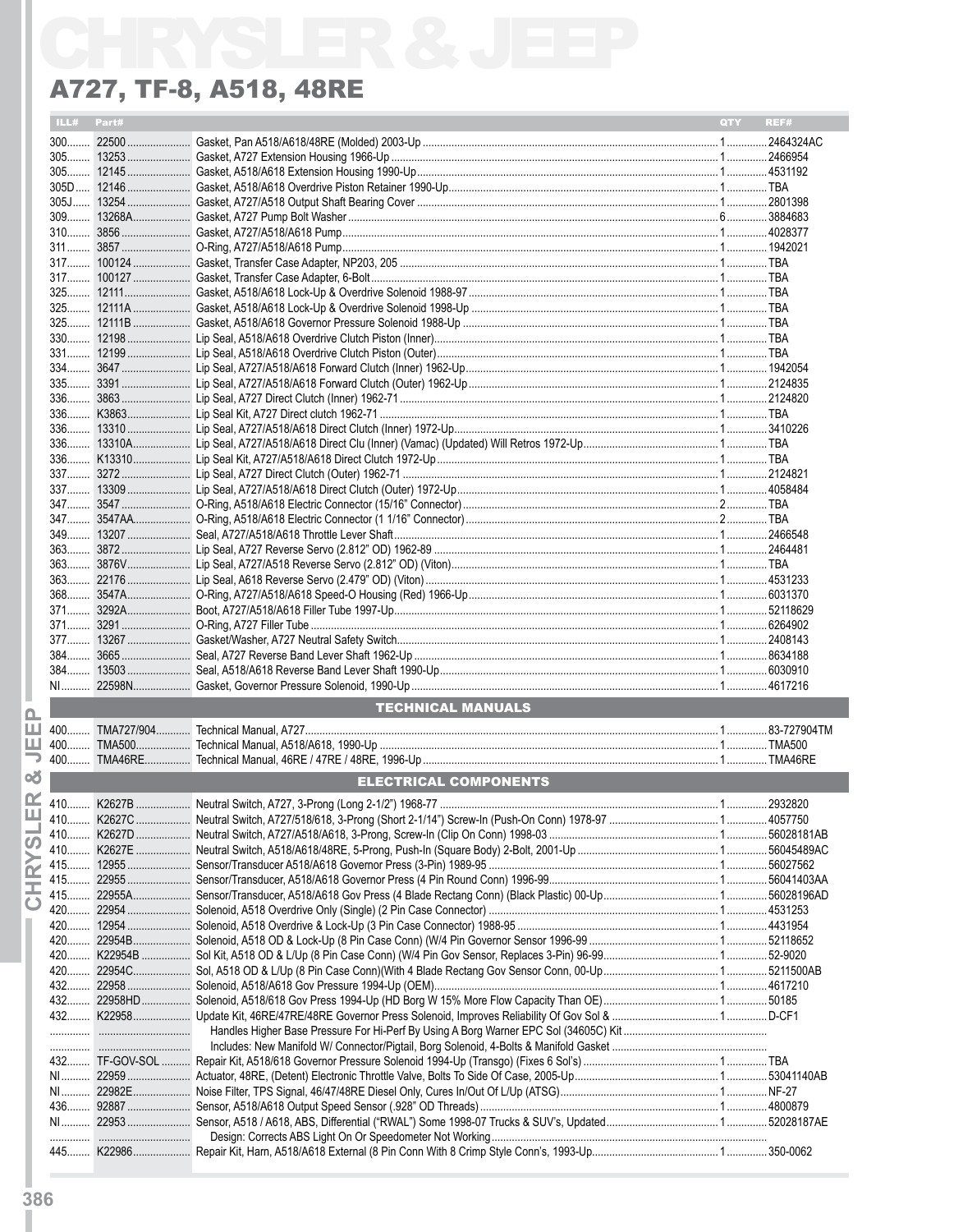# CHRYSLER & JEEP

## A727, TF-8, A518, 48RE

| ILL# | Part# | | QTY | REF# |
|---|---|---|---|---|
| 300 | 22500 | Gasket, Pan A518/A618/48RE (Molded) 2003-Up | 1 | 2464324AC |
| 305 | 13253 | Gasket, A727 Extension Housing 1966-Up | 1 | 2466954 |
| 305 | 12145 | Gasket, A518/A618 Extension Housing 1990-Up | 1 | 4531192 |
| 305D | 12146 | Gasket, A518/A618 Overdrive Piston Retainer 1990-Up | 1 | TBA |
| 305J | 13254 | Gasket, A727/A518 Output Shaft Bearing Cover | 1 | 2801398 |
| 309 | 13268A | Gasket, A727 Pump Bolt Washer | 6 | 3884683 |
| 310 | 3856 | Gasket, A727/A518/A618 Pump | 1 | 4028377 |
| 311 | 3857 | O-Ring, A727/A518/A618 Pump | 1 | 1942021 |
| 317 | 100124 | Gasket, Transfer Case Adapter, NP203, 205 | 1 | TBA |
| 317 | 100127 | Gasket, Transfer Case Adapter, 6-Bolt | 1 | TBA |
| 325 | 12111 | Gasket, A518/A618 Lock-Up & Overdrive Solenoid 1988-97 | 1 | TBA |
| 325 | 12111A | Gasket, A518/A618 Lock-Up & Overdrive Solenoid 1998-Up | 1 | TBA |
| 325 | 12111B | Gasket, A518/A618 Governor Pressure Solenoid 1988-Up | 1 | TBA |
| 330 | 12198 | Lip Seal, A518/A618 Overdrive Clutch Piston (Inner) | 1 | TBA |
| 331 | 12199 | Lip Seal, A518/A618 Overdrive Clutch Piston (Outer) | 1 | TBA |
| 334 | 3647 | Lip Seal, A727/A518/A618 Forward Clutch (Inner) 1962-Up | 1 | 1942054 |
| 335 | 3391 | Lip Seal, A727/A518/A618 Forward Clutch (Outer) 1962-Up | 1 | 2124835 |
| 336 | 3863 | Lip Seal, A727 Direct Clutch (Inner) 1962-71 | 1 | 2124820 |
| 336 | K3863 | Lip Seal Kit, A727 Direct clutch 1962-71 | 1 | TBA |
| 336 | 13310 | Lip Seal, A727/A518/A618 Direct Clutch (Inner) 1972-Up | 1 | 3410226 |
| 336 | 13310A | Lip Seal, A727/A518/A618 Direct Clu (Inner) (Vamac) (Updated) Will Retros 1972-Up | 1 | TBA |
| 336 | K13310 | Lip Seal Kit, A727/A518/A618 Direct Clutch 1972-Up | 1 | TBA |
| 337 | 3272 | Lip Seal, A727 Direct Clutch (Outer) 1962-71 | 1 | 2124821 |
| 337 | 13309 | Lip Seal, A727/A518/A618 Direct Clutch (Outer) 1972-Up | 1 | 4058484 |
| 347 | 3547 | O-Ring, A518/A618 Electric Connector (15/16" Connector) | 2 | TBA |
| 347 | 3547AA | O-Ring, A518/A618 Electric Connector (1 1/16" Connector) | 2 | TBA |
| 349 | 13207 | Seal, A727/A518/A618 Throttle Lever Shaft | 1 | 2466548 |
| 363 | 3872 | Lip Seal, A727 Reverse Servo (2.812" OD) 1962-89 | 1 | 2464481 |
| 363 | 3876V | Lip Seal, A727/A518 Reverse Servo (2.812" OD) (Viton) | 1 | TBA |
| 363 | 22176 | Lip Seal, A618 Reverse Servo (2.479" OD) (Viton) | 1 | 4531233 |
| 368 | 3547A | O-Ring, A727/A518/A618 Speed-O Housing (Red) 1966-Up | 1 | 6031370 |
| 371 | 3292A | Boot, A727/A518/A618 Filler Tube 1997-Up | 1 | 52118629 |
| 371 | 3291 | O-Ring, A727 Filler Tube | 1 | 6264902 |
| 377 | 13267 | Gasket/Washer, A727 Neutral Safety Switch | 1 | 2408143 |
| 384 | 3665 | Seal, A727 Reverse Band Lever Shaft 1962-Up | 1 | 8634188 |
| 384 | 13503 | Seal, A518/A618 Reverse Band Lever Shaft 1990-Up | 1 | 6030910 |
| NI | 22598N | Gasket, Governor Pressure Solenoid, 1990-Up | 1 | 4617216 |
| | | **TECHNICAL MANUALS** | | |
| 400 | TMA727/904 | Technical Manual, A727 | 1 | 83-727904TM |
| 400 | TMA500 | Technical Manual, A518/A618, 1990-Up | 1 | TMA500 |
| 400 | TMA46RE | Technical Manual, 46RE / 47RE / 48RE, 1996-Up | 1 | TMA46RE |
| | | **ELECTRICAL COMPONENTS** | | |
| 410 | K2627B | Neutral Switch, A727, 3-Prong (Long 2-1/2") 1968-77 | 1 | 2932820 |
| 410 | K2627C | Neutral Switch, A727/518/618, 3-Prong (Short 2-1/14") Screw-In (Push-On Conn) 1978-97 | 1 | 4057750 |
| 410 | K2627D | Neutral Switch, A727/A518/A618, 3-Prong, Screw-In (Clip On Conn) 1998-03 | 1 | 56028181AB |
| 410 | K2627E | Neutral Switch, A518/A618/48RE, 5-Prong, Push-In (Square Body) 2-Bolt, 2001-Up | 1 | 56045489AC |
| 415 | 12955 | Sensor/Transducer A518/A618 Governor Press (3-Pin) 1989-95 | 1 | 56027562 |
| 415 | 22955 | Sensor/Transducer, A518/A618 Governor Press (4 Pin Round Conn) 1996-99 | 1 | 56041403AA |
| 415 | 22955A | Sensor/Transducer, A518/A618 Gov Press (4 Blade Rectang Conn) (Black Plastic) 00-Up | 1 | 56028196AD |
| 420 | 22954 | Solenoid, A518 Overdrive Only (Single) (2 Pin Case Connector) | 1 | 4531253 |
| 420 | 12954 | Solenoid, A518 Overdrive & Lock-Up (3 Pin Case Connector) 1988-95 | 1 | 4431954 |
| 420 | 22954B | Solenoid, A518 OD & Lock-Up (8 Pin Case Conn) (W/4 Pin Governor Sensor 1996-99 | 1 | 52118652 |
| 420 | K22954B | Sol Kit, A518 OD & L/Up (8 Pin Case Conn) (W/4 Pin Gov Sensor, Replaces 3-Pin) 96-99 | 1 | 52-9020 |
| 420 | 22954C | Sol, A518 OD & L/Up (8 Pin Case Conn)(With 4 Blade Rectang Gov Sensor Conn, 00-Up | 1 | 5211500AB |
| 432 | 22958 | Solenoid, A518/A618 Gov Pressure 1994-Up (OEM) | 1 | 4617210 |
| 432 | 22958HD | Solenoid, A518/618 Gov Press 1994-Up (HD Borg W 15% More Flow Capacity Than OE) | 1 | 50185 |
| 432 | K22958 | Update Kit, 46RE/47RE/48RE Governor Press Solenoid, Improves Reliability Of Gov Sol & | 1 | D-CF1 |
| | | Handles Higher Base Pressure For Hi-Perf By Using A Borg Warner EPC Sol (34605C) Kit | | |
| | | Includes: New Manifold W/ Connector/Pigtail, Borg Solenoid, 4-Bolts & Manifold Gasket | | |
| 432 | TF-GOV-SOL | Repair Kit, A518/618 Governor Pressure Solenoid 1994-Up (Transgo) (Fixes 6 Sol's) | 1 | TBA |
| NI | 22959 | Actuator, 48RE, (Detent) Electronic Throttle Valve, Bolts To Side Of Case, 2005-Up | 1 | 53041140AB |
| NI | 22982E | Noise Filter, TPS Signal, 46/47/48RE Diesel Only, Cures In/Out Of L/Up (ATSG) | 1 | NF-27 |
| 436 | 92887 | Sensor, A518/A618 Output Speed Sensor (.928" OD Threads) | 1 | 4800879 |
| NI | 22953 | Sensor, A518 / A618, ABS, Differential ("RWAL") Some 1998-07 Trucks & SUV's, Updated | 1 | 52028187AE |
| | | Design: Corrects ABS Light On Or Speedometer Not Working | | |
| 445 | K22986 | Repair Kit, Harn, A518/A618 External (8 Pin Conn With 8 Crimp Style Conn's, 1993-Up | 1 | 350-0062 |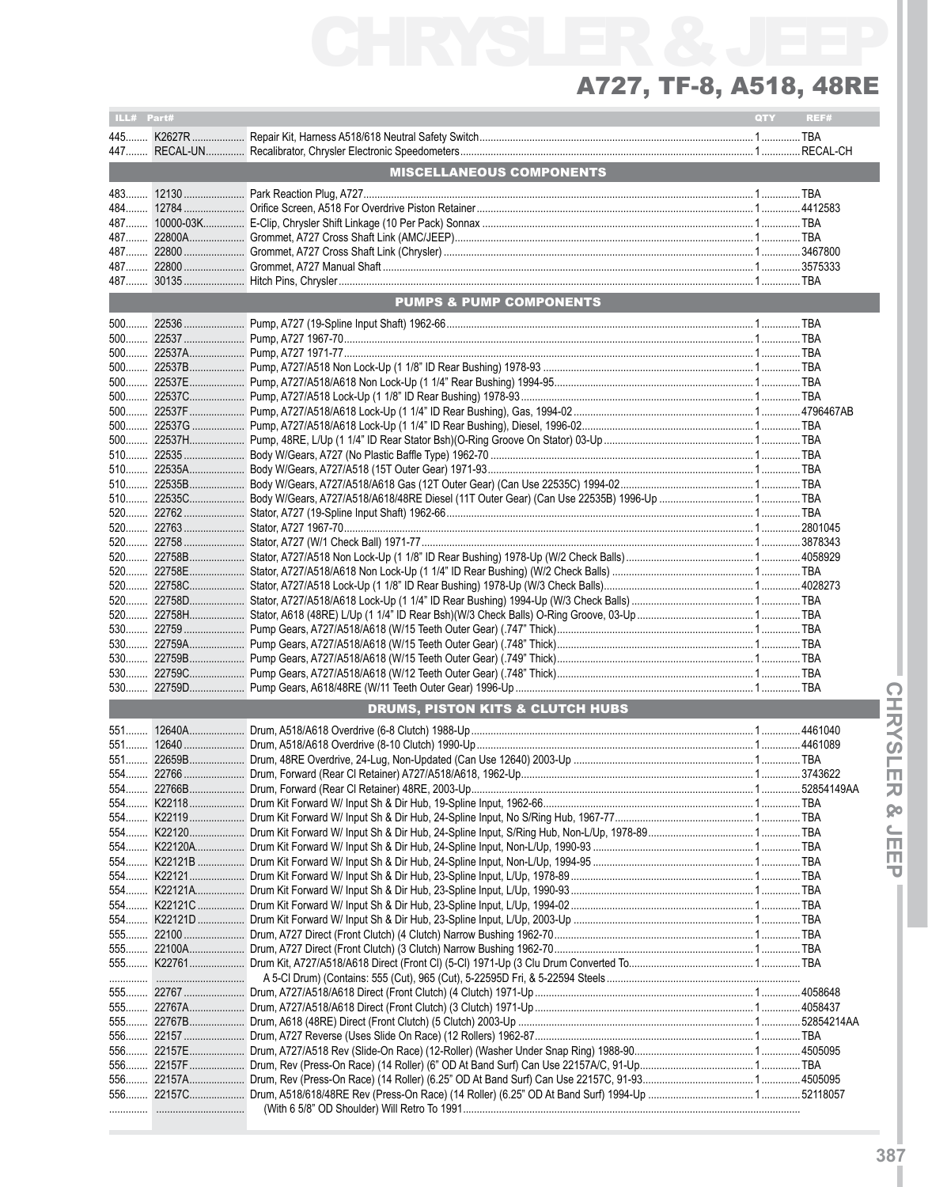# A727, TF-8, A518, 48RE

| ILL# | Part# | | QTY | REF# |
|---|---|---|---|---|
| 445 | K2627R | Repair Kit, Harness A518/618 Neutral Safety Switch | 1 | TBA |
| 447 | RECAL-UN | Recalibrator, Chrysler Electronic Speedometers | 1 | RECAL-CH |
| | | **MISCELLANEOUS COMPONENTS** | | |
| 483 | 12130 | Park Reaction Plug, A727 | 1 | TBA |
| 484 | 12784 | Orifice Screen, A518 For Overdrive Piston Retainer | 1 | 4412583 |
| 487 | 10000-03K | E-Clip, Chrysler Shift Linkage (10 Per Pack) Sonnax | 1 | TBA |
| 487 | 22800A | Grommet, A727 Cross Shaft Link (AMC/JEEP) | 1 | TBA |
| 487 | 22800 | Grommet, A727 Cross Shaft Link (Chrysler) | 1 | 3467800 |
| 487 | 22800 | Grommet, A727 Manual Shaft | 1 | 3575333 |
| 487 | 30135 | Hitch Pins, Chrysler | 1 | TBA |
| | | **PUMPS & PUMP COMPONENTS** | | |
| 500 | 22536 | Pump, A727 (19-Spline Input Shaft) 1962-66 | 1 | TBA |
| 500 | 22537 | Pump, A727 1967-70 | 1 | TBA |
| 500 | 22537A | Pump, A727 1971-77 | 1 | TBA |
| 500 | 22537B | Pump, A727/A518 Non Lock-Up (1 1/8" ID Rear Bushing) 1978-93 | 1 | TBA |
| 500 | 22537E | Pump, A727/A518/A618 Non Lock-Up (1 1/4" Rear Bushing) 1994-95 | 1 | TBA |
| 500 | 22537C | Pump, A727/A518 Lock-Up (1 1/8" ID Rear Bushing) 1978-93 | 1 | TBA |
| 500 | 22537F | Pump, A727/A518/A618 Lock-Up (1 1/4" ID Rear Bushing), Gas, 1994-02 | 1 | 4796467AB |
| 500 | 22537G | Pump, A727/A518/A618 Lock-Up (1 1/4" ID Rear Bushing), Diesel, 1996-02 | 1 | TBA |
| 500 | 22537H | Pump, 48RE, L/Up (1 1/4" ID Rear Stator Bsh)(O-Ring Groove On Stator) 03-Up | 1 | TBA |
| 510 | 22535 | Body W/Gears, A727 (No Plastic Baffle Type) 1962-70 | 1 | TBA |
| 510 | 22535A | Body W/Gears, A727/A518 (15T Outer Gear) 1971-93 | 1 | TBA |
| 510 | 22535B | Body W/Gears, A727/A518/A618 Gas (12T Outer Gear) (Can Use 22535C) 1994-02 | 1 | TBA |
| 510 | 22535C | Body W/Gears, A727/A518/A618/48RE Diesel (11T Outer Gear) (Can Use 22535B) 1996-Up | 1 | TBA |
| 520 | 22762 | Stator, A727 (19-Spline Input Shaft) 1962-66 | 1 | TBA |
| 520 | 22763 | Stator, A727 1967-70 | 1 | 2801045 |
| 520 | 22758 | Stator, A727 (W/1 Check Ball) 1971-77 | 1 | 3878343 |
| 520 | 22758B | Stator, A727/A518 Non Lock-Up (1 1/8" ID Rear Bushing) 1978-Up (W/2 Check Balls) | 1 | 4058929 |
| 520 | 22758E | Stator, A727/A518/A618 Non Lock-Up (1 1/4" ID Rear Bushing) (W/2 Check Balls) | 1 | TBA |
| 520 | 22758C | Stator, A727/A518 Lock-Up (1 1/8" ID Rear Bushing) 1978-Up (W/3 Check Balls) | 1 | 4028273 |
| 520 | 22758D | Stator, A727/A518/A618 Lock-Up (1 1/4" ID Rear Bushing) 1994-Up (W/3 Check Balls) | 1 | TBA |
| 520 | 22758H | Stator, A618 (48RE) L/Up (1 1/4" ID Rear Bsh)(W/3 Check Balls) O-Ring Groove, 03-Up | 1 | TBA |
| 530 | 22759 | Pump Gears, A727/A518/A618 (W/15 Teeth Outer Gear) (.747" Thick) | 1 | TBA |
| 530 | 22759A | Pump Gears, A727/A518/A618 (W/15 Teeth Outer Gear) (.748" Thick) | 1 | TBA |
| 530 | 22759B | Pump Gears, A727/A518/A618 (W/15 Teeth Outer Gear) (.749" Thick) | 1 | TBA |
| 530 | 22759C | Pump Gears, A727/A518/A618 (W/12 Teeth Outer Gear) (.748" Thick) | 1 | TBA |
| 530 | 22759D | Pump Gears, A618/48RE (W/11 Teeth Outer Gear) 1996-Up | 1 | TBA |
| | | **DRUMS, PISTON KITS & CLUTCH HUBS** | | |
| 551 | 12640A | Drum, A518/A618 Overdrive (6-8 Clutch) 1988-Up | 1 | 4461040 |
| 551 | 12640 | Drum, A518/A618 Overdrive (8-10 Clutch) 1990-Up | 1 | 4461089 |
| 551 | 22659B | Drum, 48RE Overdrive, 24-Lug, Non-Updated (Can Use 12640) 2003-Up | 1 | TBA |
| 554 | 22766 | Drum, Forward (Rear Cl Retainer) A727/A518/A618, 1962-Up | 1 | 3743622 |
| 554 | 22766B | Drum, Forward (Rear Cl Retainer) 48RE, 2003-Up | 1 | 52854149AA |
| 554 | K22118 | Drum Kit Forward W/ Input Sh & Dir Hub, 19-Spline Input, 1962-66 | 1 | TBA |
| 554 | K22119 | Drum Kit Forward W/ Input Sh & Dir Hub, 24-Spline Input, No S/Ring Hub, 1967-77 | 1 | TBA |
| 554 | K22120 | Drum Kit Forward W/ Input Sh & Dir Hub, 24-Spline Input, S/Ring Hub, Non-L/Up, 1978-89 | 1 | TBA |
| 554 | K22120A | Drum Kit Forward W/ Input Sh & Dir Hub, 24-Spline Input, Non-L/Up, 1990-93 | 1 | TBA |
| 554 | K22121B | Drum Kit Forward W/ Input Sh & Dir Hub, 24-Spline Input, Non-L/Up, 1994-95 | 1 | TBA |
| 554 | K22121 | Drum Kit Forward W/ Input Sh & Dir Hub, 23-Spline Input, L/Up, 1978-89 | 1 | TBA |
| 554 | K22121A | Drum Kit Forward W/ Input Sh & Dir Hub, 23-Spline Input, L/Up, 1990-93 | 1 | TBA |
| 554 | K22121C | Drum Kit Forward W/ Input Sh & Dir Hub, 23-Spline Input, L/Up, 1994-02 | 1 | TBA |
| 554 | K22121D | Drum Kit Forward W/ Input Sh & Dir Hub, 23-Spline Input, L/Up, 2003-Up | 1 | TBA |
| 555 | 22100 | Drum, A727 Direct (Front Clutch) (4 Clutch) Narrow Bushing 1962-70 | 1 | TBA |
| 555 | 22100A | Drum, A727 Direct (Front Clutch) (3 Clutch) Narrow Bushing 1962-70 | 1 | TBA |
| 555 | K22761 | Drum Kit, A727/A518/A618 Direct (Front Cl) (5-Cl) 1971-Up (3 Clu Drum Converted To | 1 | TBA |
| | | A 5-Cl Drum) (Contains: 555 (Cut), 965 (Cut), 5-22595D Fri, & 5-22594 Steels | | |
| 555 | 22767 | Drum, A727/A518/A618 Direct (Front Clutch) (4 Clutch) 1971-Up | 1 | 4058648 |
| 555 | 22767A | Drum, A727/A518/A618 Direct (Front Clutch) (3 Clutch) 1971-Up | 1 | 4058437 |
| 555 | 22767B | Drum, A618 (48RE) Direct (Front Clutch) (5 Clutch) 2003-Up | 1 | 52854214AA |
| 556 | 22157 | Drum, A727 Reverse (Uses Slide On Race) (12 Rollers) 1962-87 | 1 | TBA |
| 556 | 22157E | Drum, A727/A518 Rev (Slide-On Race) (12-Roller) (Washer Under Snap Ring) 1988-90 | 1 | 4505095 |
| 556 | 22157F | Drum, Rev (Press-On Race) (14 Roller) (6" OD At Band Surf) Can Use 22157A/C, 91-Up | 1 | TBA |
| 556 | 22157A | Drum, Rev (Press-On Race) (14 Roller) (6.25" OD At Band Surf) Can Use 22157C, 91-93 | 1 | 4505095 |
| 556 | 22157C | Drum, A518/618/48RE Rev (Press-On Race) (14 Roller) (6.25" OD At Band Surf) 1994-Up | 1 | 52118057 |
| | | (With 6 5/8" OD Shoulder) Will Retro To 1991 | | |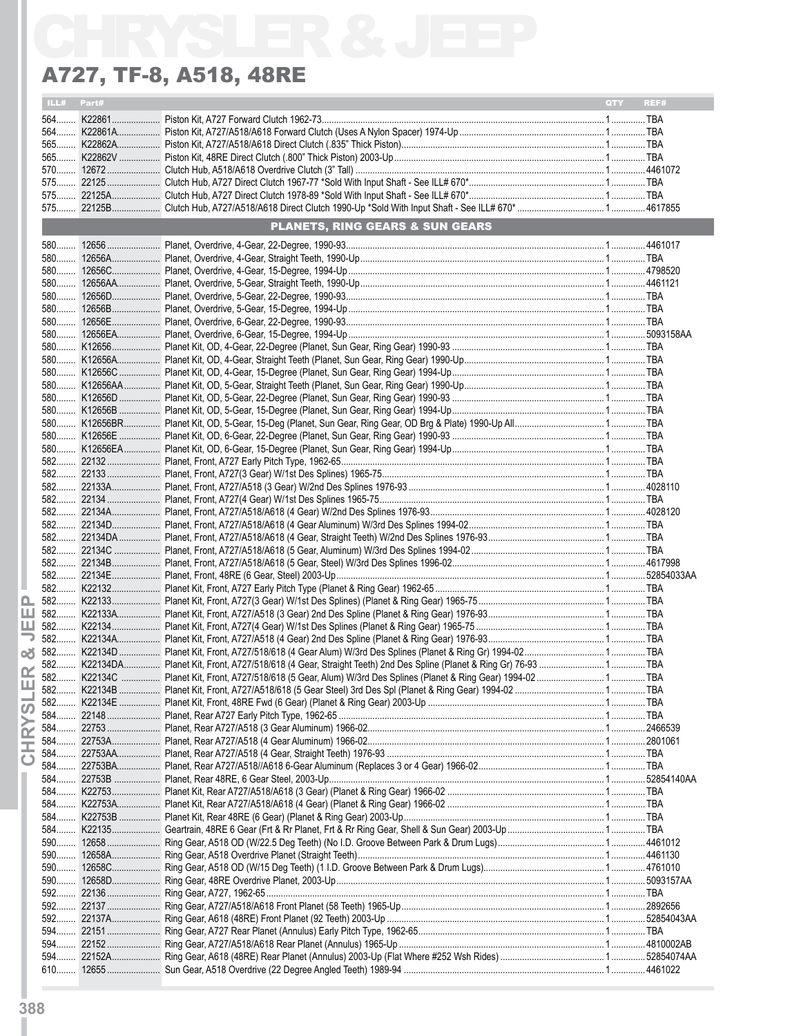## A727, TF-8, A518, 48RE

| ILL# | Part# | | QTY | REF# |
|---|---|---|---|---|
| 564 | K22861 | Piston Kit, A727 Forward Clutch 1962-73 | 1 | TBA |
| 564 | K22861A | Piston Kit, A727/A518/A618 Forward Clutch (Uses A Nylon Spacer) 1974-Up | 1 | TBA |
| 565 | K22862A | Piston Kit, A727/A518/A618 Direct Clutch (.835" Thick Piston) | 1 | TBA |
| 565 | K22862V | Piston Kit, 48RE Direct Clutch (.800" Thick Piston) 2003-Up | 1 | TBA |
| 570 | 12672 | Clutch Hub, A518/A618 Overdrive Clutch (3" Tall) | 1 | 4461072 |
| 575 | 22125 | Clutch Hub, A727 Direct Clutch 1967-77 *Sold With Input Shaft - See ILL# 670* | 1 | TBA |
| 575 | 22125A | Clutch Hub, A727 Direct Clutch 1978-89 *Sold With Input Shaft - See ILL# 670* | 1 | TBA |
| 575 | 22125B | Clutch Hub, A727/A518/A618 Direct Clutch 1990-Up *Sold With Input Shaft - See ILL# 670* | 1 | 4617855 |
| | | **PLANETS, RING GEARS & SUN GEARS** | | |
| 580 | 12656 | Planet, Overdrive, 4-Gear, 22-Degree, 1990-93 | 1 | 4461017 |
| 580 | 12656A | Planet, Overdrive, 4-Gear, Straight Teeth, 1990-Up | 1 | TBA |
| 580 | 12656C | Planet, Overdrive, 4-Gear, 15-Degree, 1994-Up | 1 | 4798520 |
| 580 | 12656AA | Planet, Overdrive, 5-Gear, Straight Teeth, 1990-Up | 1 | 4461121 |
| 580 | 12656D | Planet, Overdrive, 5-Gear, 22-Degree, 1990-93 | 1 | TBA |
| 580 | 12656B | Planet, Overdrive, 5-Gear, 15-Degree, 1994-Up | 1 | TBA |
| 580 | 12656E | Planet, Overdrive, 6-Gear, 22-Degree, 1990-93 | 1 | TBA |
| 580 | 12656EA | Planet, Overdrive, 6-Gear, 15-Degree, 1994-Up | 1 | 5093158AA |
| 580 | K12656 | Planet Kit, OD, 4-Gear, 22-Degree (Planet, Sun Gear, Ring Gear) 1990-93 | 1 | TBA |
| 580 | K12656A | Planet Kit, OD, 4-Gear, Straight Teeth (Planet, Sun Gear, Ring Gear) 1990-Up | 1 | TBA |
| 580 | K12656C | Planet Kit, OD, 4-Gear, 15-Degree (Planet, Sun Gear, Ring Gear) 1994-Up | 1 | TBA |
| 580 | K12656AA | Planet Kit, OD, 5-Gear, Straight Teeth (Planet, Sun Gear, Ring Gear) 1990-Up | 1 | TBA |
| 580 | K12656D | Planet Kit, OD, 5-Gear, 22-Degree (Planet, Sun Gear, Ring Gear) 1990-93 | 1 | TBA |
| 580 | K12656B | Planet Kit, OD, 5-Gear, 15-Degree (Planet, Sun Gear, Ring Gear) 1994-Up | 1 | TBA |
| 580 | K12656BR | Planet Kit, OD, 5-Gear, 15-Deg (Planet, Sun Gear, Ring Gear, OD Brg & Plate) 1990-Up All | 1 | TBA |
| 580 | K12656E | Planet Kit, OD, 6-Gear, 22-Degree (Planet, Sun Gear, Ring Gear) 1990-93 | 1 | TBA |
| 580 | K12656EA | Planet Kit, OD, 6-Gear, 15-Degree (Planet, Sun Gear, Ring Gear) 1994-Up | 1 | TBA |
| 582 | 22132 | Planet, Front, A727 Early Pitch Type, 1962-65 | 1 | TBA |
| 582 | 22133 | Planet, Front, A727(3 Gear) W/1st Des Splines 1965-75 | 1 | TBA |
| 582 | 22133A | Planet, Front, A727/A518 (3 Gear) W/2nd Des Splines 1976-93 | 1 | 4028110 |
| 582 | 22134 | Planet, Front, A727(4 Gear) W/1st Des Splines 1965-75 | 1 | TBA |
| 582 | 22134A | Planet, Front, A727/A518/A618 (4 Gear) W/2nd Des Splines 1976-93 | 1 | 4028120 |
| 582 | 22134D | Planet, Front, A727/A518/A618 (4 Gear Aluminum) W/3rd Des Splines 1994-02 | 1 | TBA |
| 582 | 22134DA | Planet, Front, A727/A518/A618 (4 Gear, Straight Teeth) W/2nd Des Splines 1976-93 | 1 | TBA |
| 582 | 22134C | Planet, Front, A727/A518/A618 (5 Gear, Aluminum) W/3rd Des Splines 1994-02 | 1 | TBA |
| 582 | 22134B | Planet, Front, A727/A518/A618 (5 Gear, Steel) W/3rd Des Splines 1996-02 | 1 | 4617998 |
| 582 | 22134E | Planet, Front, 48RE (6 Gear, Steel) 2003-Up | 1 | 52854033AA |
| 582 | K22132 | Planet Kit, Front, A727 Early Pitch Type (Planet & Ring Gear) 1962-65 | 1 | TBA |
| 582 | K22133 | Planet Kit, Front, A727(3 Gear) W/1st Des Splines) (Planet & Ring Gear) 1965-75 | 1 | TBA |
| 582 | K22133A | Planet Kit, Front, A727/A518 (3 Gear) 2nd Des Spline (Planet & Ring Gear) 1976-93 | 1 | TBA |
| 582 | K22134 | Planet Kit, Front, A727(4 Gear) W/1st Des Splines (Planet & Ring Gear) 1965-75 | 1 | TBA |
| 582 | K22134A | Planet Kit, Front, A727/A518 (4 Gear) 2nd Des Spline (Planet & Ring Gear) 1976-93 | 1 | TBA |
| 582 | K22134D | Planet Kit, Front, A727/518/618 (4 Gear Alum) W/3rd Des Splines (Planet & Ring Gr) 1994-02 | 1 | TBA |
| 582 | K22134DA | Planet Kit, Front, A727/518/618 (4 Gear, Straight Teeth) 2nd Des Spline (Planet & Ring Gr) 76-93 | 1 | TBA |
| 582 | K22134C | Planet Kit, Front, A727/518/618 (5 Gear, Alum) W/3rd Des Splines (Planet & Ring Gear) 1994-02 | 1 | TBA |
| 582 | K22134B | Planet Kit, Front, A727/A518/618 (5 Gear Steel) 3rd Des Spl (Planet & Ring Gear) 1994-02 | 1 | TBA |
| 582 | K22134E | Planet Kit, Front, 48RE Fwd (6 Gear) (Planet & Ring Gear) 2003-Up | 1 | TBA |
| 584 | 22148 | Planet, Rear A727 Early Pitch Type, 1962-65 | 1 | TBA |
| 584 | 22753 | Planet, Rear A727/A518 (3 Gear Aluminum) 1966-02 | 1 | 2466539 |
| 584 | 22753A | Planet, Rear A727/A518 (4 Gear Aluminum) 1966-02 | 1 | 2801061 |
| 584 | 22753AA | Planet, Rear A727/A518 (4 Gear, Straight Teeth) 1976-93 | 1 | TBA |
| 584 | 22753BA | Planet, Rear A727/A518//A618 6-Gear Aluminum (Replaces 3 or 4 Gear) 1966-02 | 1 | TBA |
| 584 | 22753B | Planet, Rear 48RE, 6 Gear Steel, 2003-Up | 1 | 52854140AA |
| 584 | K22753 | Planet Kit, Rear A727/A518/A618 (3 Gear) (Planet & Ring Gear) 1966-02 | 1 | TBA |
| 584 | K22753A | Planet Kit, Rear A727/A518/A618 (4 Gear) (Planet & Ring Gear) 1966-02 | 1 | TBA |
| 584 | K22753B | Planet Kit, Rear 48RE (6 Gear) (Planet & Ring Gear) 2003-Up | 1 | TBA |
| 584 | K22135 | Geartrain, 48RE 6 Gear (Frt & Rr Planet, Frt & Rr Ring Gear, Shell & Sun Gear) 2003-Up | 1 | TBA |
| 590 | 12658 | Ring Gear, A518 OD (W/22.5 Deg Teeth) (No I.D. Groove Between Park & Drum Lugs) | 1 | 4461012 |
| 590 | 12658A | Ring Gear, A518 Overdrive Planet (Straight Teeth) | 1 | 4461130 |
| 590 | 12658C | Ring Gear, A518 OD (W/15 Deg Teeth) (1 I.D. Groove Between Park & Drum Lugs) | 1 | 4761010 |
| 590 | 12658D | Ring Gear, 48RE Overdrive Planet, 2003-Up | 1 | 5093157AA |
| 592 | 22136 | Ring Gear, A727, 1962-65 | 1 | TBA |
| 592 | 22137 | Ring Gear, A727/A518/A618 Front Planet (58 Teeth) 1965-Up | 1 | 2892656 |
| 592 | 22137A | Ring Gear, A618 (48RE) Front Planet (92 Teeth) 2003-Up | 1 | 52854043AA |
| 594 | 22151 | Ring Gear, A727 Rear Planet (Annulus) Early Pitch Type, 1962-65 | 1 | TBA |
| 594 | 22152 | Ring Gear, A727/A518/A618 Rear Planet (Annulus) 1965-Up | 1 | 4810002AB |
| 594 | 22152A | Ring Gear, A618 (48RE) Rear Planet (Annulus) 2003-Up (Flat Where #252 Wsh Rides) | 1 | 52854074AA |
| 610 | 12655 | Sun Gear, A518 Overdrive (22 Degree Angled Teeth) 1989-94 | 1 | 4461022 |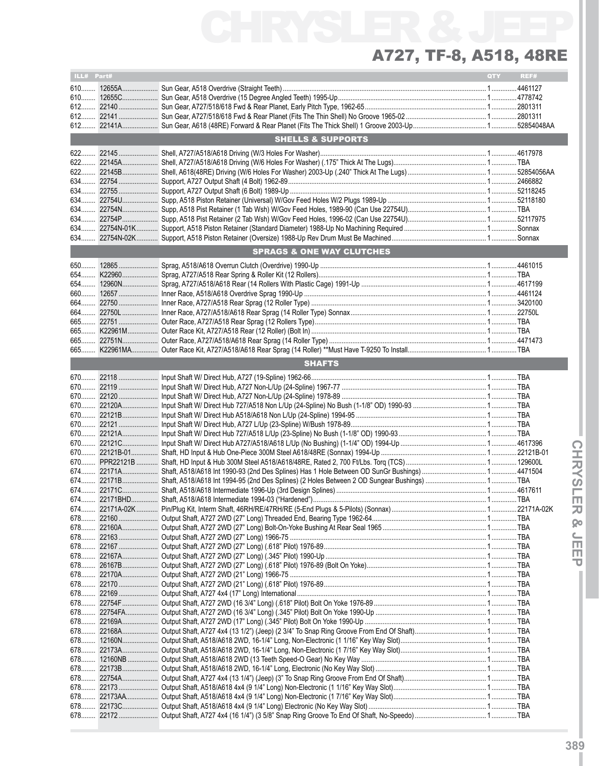# CHRYSLER & JEEP

## A727, TF-8, A518, 48RE

| ILL# | Part# | | QTY | REF# |
|---|---|---|---|---|
| 610 | 12655A | Sun Gear, A518 Overdrive (Straight Teeth) | 1 | 4461127 |
| 610 | 12655C | Sun Gear, A518 Overdrive (15 Degree Angled Teeth) 1995-Up | 1 | 4778742 |
| 612 | 22140 | Sun Gear, A727/518/618 Fwd & Rear Planet, Early Pitch Type, 1962-65 | 1 | 2801311 |
| 612 | 22141 | Sun Gear, A727/518/618 Fwd & Rear Planet (Fits The Thin Shell) No Groove 1965-02 | 1 | 2801311 |
| 612 | 22141A | Sun Gear, A618 (48RE) Forward & Rear Planet (Fits The Thick Shell) 1 Groove 2003-Up | 1 | 52854048AA |
| | | **SHELLS & SUPPORTS** | | |
| 622 | 22145 | Shell, A727/A518/A618 Driving (W/3 Holes For Washer) | 1 | 4617978 |
| 622 | 22145A | Shell, A727/A518/A618 Driving (W/6 Holes For Washer) (.175" Thick At The Lugs) | 1 | TBA |
| 622 | 22145B | Shell, A618(48RE) Driving (W/6 Holes For Washer) 2003-Up (.240" Thick At The Lugs) | 1 | 52854056AA |
| 634 | 22754 | Support, A727 Output Shaft (4 Bolt) 1962-89 | 1 | 2466882 |
| 634 | 22755 | Support, A727 Output Shaft (6 Bolt) 1989-Up | 1 | 52118245 |
| 634 | 22754U | Supp, A518 Piston Retainer (Universal) W/Gov Feed Holes W/2 Plugs 1989-Up | 1 | 52118180 |
| 634 | 22754N | Supp, A518 Pist Retainer (1 Tab Wsh) W/Gov Feed Holes, 1989-90 (Can Use 22754U) | 1 | TBA |
| 634 | 22754P | Supp, A518 Pist Retainer (2 Tab Wsh) W/Gov Feed Holes, 1996-02 (Can Use 22754U) | 1 | 52117975 |
| 634 | 22754N-01K | Support, A518 Piston Retainer (Standard Diameter) 1988-Up No Machining Required | 1 | Sonnax |
| 634 | 22754N-02K | Support, A518 Piston Retainer (Oversize) 1988-Up Rev Drum Must Be Machined | 1 | Sonnax |
| | | **SPRAGS & ONE WAY CLUTCHES** | | |
| 650 | 12865 | Sprag, A518/A618 Overrun Clutch (Overdrive) 1990-Up | 1 | 4461015 |
| 654 | K22960 | Sprag, A727/A518 Rear Spring & Roller Kit (12 Rollers) | 1 | TBA |
| 654 | 12960N | Sprag, A727/A518/A618 Rear (14 Rollers With Plastic Cage) 1991-Up | 1 | 4617199 |
| 660 | 12657 | Inner Race, A518/A618 Overdrive Sprag 1990-Up | 1 | 4461124 |
| 664 | 22750 | Inner Race, A727/A518 Rear Sprag (12 Roller Type) | 1 | 3420100 |
| 664 | 22750L | Inner Race, A727/A518/A618 Rear Sprag (14 Roller Type) Sonnax | 1 | 22750L |
| 665 | 22751 | Outer Race, A727/A518 Rear Sprag (12 Rollers Type) | 1 | TBA |
| 665 | K22961M | Outer Race Kit, A727/A518 Rear (12 Roller) (Bolt In) | 1 | TBA |
| 665 | 22751N | Outer Race, A727/A518/A618 Rear Sprag (14 Roller Type) | 1 | 4471473 |
| 665 | K22961MA | Outer Race Kit, A727/A518/A618 Rear Sprag (14 Roller) **Must Have T-9250 To Install | 1 | TBA |
| | | **SHAFTS** | | |
| 670 | 22118 | Input Shaft W/ Direct Hub, A727 (19-Spline) 1962-66 | 1 | TBA |
| 670 | 22119 | Input Shaft W/ Direct Hub, A727 Non-L/Up (24-Spline) 1967-77 | 1 | TBA |
| 670 | 22120 | Input Shaft W/ Direct Hub, A727 Non-L/Up (24-Spline) 1978-89 | 1 | TBA |
| 670 | 22120A | Input Shaft W/ Direct Hub 727/A518 Non L/Up (24-Spline) No Bush (1-1/8" OD) 1990-93 | 1 | TBA |
| 670 | 22121B | Input Shaft W/ Direct Hub A518/A618 Non L/Up (24-Spline) 1994-95 | 1 | TBA |
| 670 | 22121 | Input Shaft W/ Direct Hub, A727 L/Up (23-Spline) W/Bush 1978-89 | 1 | TBA |
| 670 | 22121A | Input Shaft W/ Direct Hub 727/A518 L/Up (23-Spline) No Bush (1-1/8" OD) 1990-93 | 1 | TBA |
| 670 | 22121C | Input Shaft W/ Direct Hub A727/A518/A618 L/Up (No Bushing) (1-1/4" OD) 1994-Up | 1 | 4617396 |
| 670 | 22121B-01 | Shaft, HD Input & Hub One-Piece 300M Steel A618/48RE (Sonnax) 1994-Up | 1 | 22121B-01 |
| 670 | PPR22121B | Shaft, HD Input & Hub 300M Steel A518/A618/48RE, Rated 2, 700 Ft/Lbs. Torq (TCS) | 1 | 129600L |
| 674 | 22171A | Shaft, A518/A618 Int 1990-93 (2nd Des Splines) Has 1 Hole Between OD SunGr Bushings) | 1 | 4471504 |
| 674 | 22171B | Shaft, A518/A618 Int 1994-95 (2nd Des Splines) (2 Holes Between 2 OD Sungear Bushings) | 1 | TBA |
| 674 | 22171C | Shaft, A518/A618 Intermediate 1996-Up (3rd Design Splines) | 1 | 4617611 |
| 674 | 22171BHD | Shaft, A518/A618 Intermediate 1994-03 ("Hardened") | 1 | TBA |
| 674 | 22171A-02K | Pin/Plug Kit, Interm Shaft, 46RH/RE/47RH/RE (5-End Plugs & 5-Pilots) (Sonnax) | 1 | 22171A-02K |
| 678 | 22160 | Output Shaft, A727 2WD (27" Long) Threaded End, Bearing Type 1962-64 | 1 | TBA |
| 678 | 22160A | Output Shaft, A727 2WD (27" Long) Bolt-On-Yoke Bushing At Rear Seal 1965 | 1 | TBA |
| 678 | 22163 | Output Shaft, A727 2WD (27" Long) 1966-75 | 1 | TBA |
| 678 | 22167 | Output Shaft, A727 2WD (27" Long) (.618" Pilot) 1976-89 | 1 | TBA |
| 678 | 22167A | Output Shaft, A727 2WD (27" Long) (.345" Pilot) 1990-Up | 1 | TBA |
| 678 | 26167B | Output Shaft, A727 2WD (27" Long) (.618" Pilot) 1976-89 (Bolt On Yoke) | 1 | TBA |
| 678 | 22170A | Output Shaft, A727 2WD (21" Long) 1966-75 | 1 | TBA |
| 678 | 22170 | Output Shaft, A727 2WD (21" Long) (.618" Pilot) 1976-89 | 1 | TBA |
| 678 | 22169 | Output Shaft, A727 4x4 (17" Long) International | 1 | TBA |
| 678 | 22754F | Output Shaft, A727 2WD (16 3/4" Long) (.618" Pilot) Bolt On Yoke 1976-89 | 1 | TBA |
| 678 | 22754FA | Output Shaft, A727 2WD (16 3/4" Long) (.345" Pilot) Bolt On Yoke 1990-Up | 1 | TBA |
| 678 | 22169A | Output Shaft, A727 2WD (17" Long) (.345" Pilot) Bolt On Yoke 1990-Up | 1 | TBA |
| 678 | 22168A | Output Shaft, A727 4x4 (13 1/2") (Jeep) (2 3/4" To Snap Ring Groove From End Of Shaft) | 1 | TBA |
| 678 | 12160N | Output Shaft, A518/A618 2WD, 16-1/4" Long, Non-Electronic (1 1/16" Key Way Slot) | 1 | TBA |
| 678 | 22173A | Output Shaft, A518/A618 2WD, 16-1/4" Long, Non-Electronic (1 7/16" Key Way Slot) | 1 | TBA |
| 678 | 12160NB | Output Shaft, A518/A618 2WD (13 Teeth Speed-O Gear) No Key Way | 1 | TBA |
| 678 | 22173B | Output Shaft, A518/A618 2WD, 16-1/4" Long, Electronic (No Key Way Slot) | 1 | TBA |
| 678 | 22754A | Output Shaft, A727 4x4 (13 1/4") (Jeep) (3" To Snap Ring Groove From End Of Shaft) | 1 | TBA |
| 678 | 22173 | Output Shaft, A518/A618 4x4 (9 1/4" Long) Non-Electronic (1 1/16" Key Way Slot) | 1 | TBA |
| 678 | 22173AA | Output Shaft, A518/A618 4x4 (9 1/4" Long) Non-Electronic (1 7/16" Key Way Slot) | 1 | TBA |
| 678 | 22173C | Output Shaft, A518/A618 4x4 (9 1/4" Long) Electronic (No Key Way Slot) | 1 | TBA |
| 678 | 22172 | Output Shaft, A727 4x4 (16 1/4") (3 5/8" Snap Ring Groove To End Of Shaft, No-Speedo) | 1 | TBA |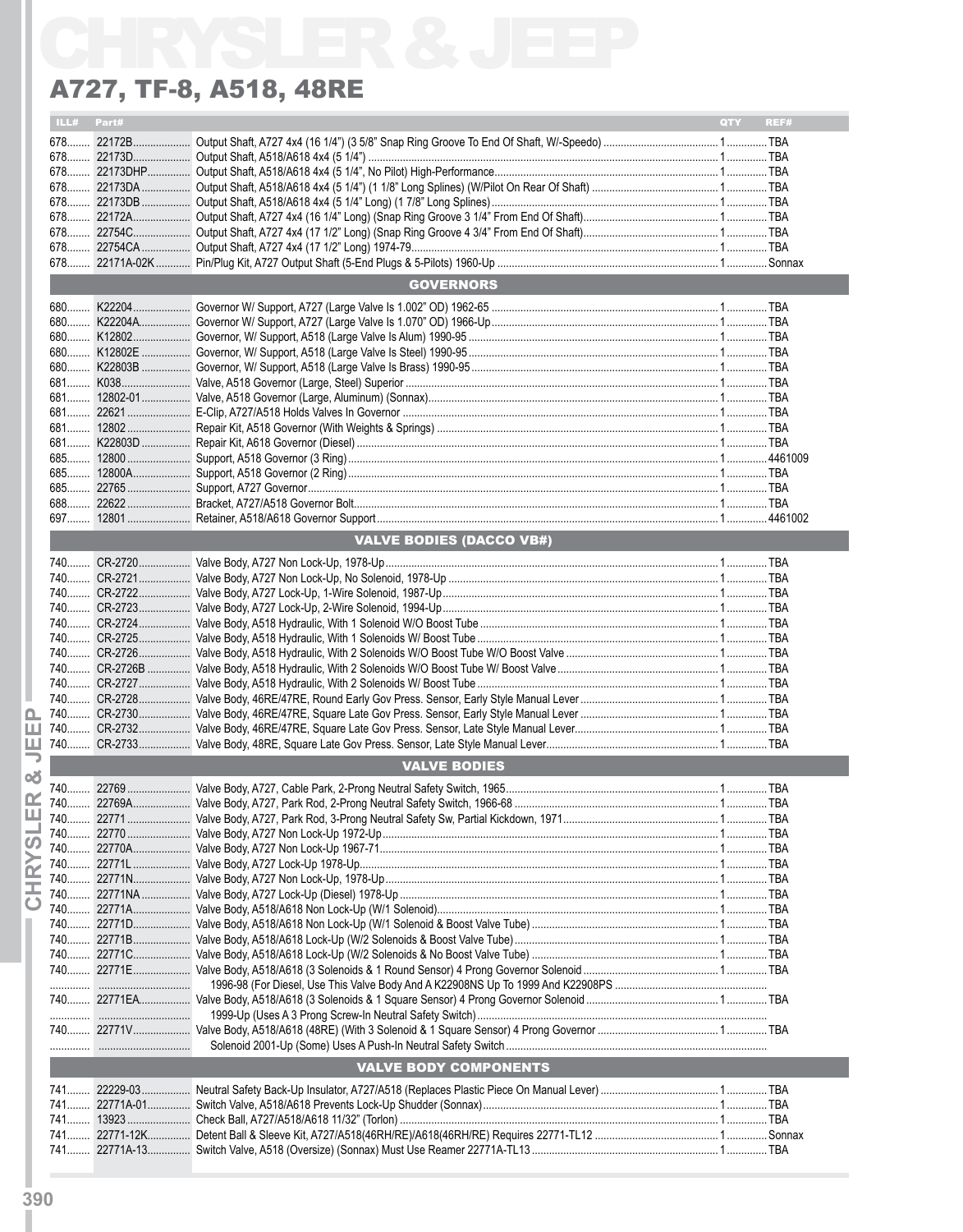# CHRYSLER & JEEP

## A727, TF-8, A518, 48RE

| ILL# | Part# | | QTY | REF# |
|---|---|---|---|---|
| 678 | 22172B | Output Shaft, A727 4x4 (16 1/4") (3 5/8" Snap Ring Groove To End Of Shaft, W/-Speedo) | 1 | TBA |
| 678 | 22173D | Output Shaft, A518/A618 4x4 (5 1/4") | 1 | TBA |
| 678 | 22173DHP | Output Shaft, A518/A618 4x4 (5 1/4", No Pilot) High-Performance | 1 | TBA |
| 678 | 22173DA | Output Shaft, A518/A618 4x4 (5 1/4") (1 1/8" Long Splines) (W/Pilot On Rear Of Shaft) | 1 | TBA |
| 678 | 22173DB | Output Shaft, A518/A618 4x4 (5 1/4" Long) (1 7/8" Long Splines) | 1 | TBA |
| 678 | 22172A | Output Shaft, A727 4x4 (16 1/4" Long) (Snap Ring Groove 3 1/4" From End Of Shaft) | 1 | TBA |
| 678 | 22754C | Output Shaft, A727 4x4 (17 1/2" Long) (Snap Ring Groove 4 3/4" From End Of Shaft) | 1 | TBA |
| 678 | 22754CA | Output Shaft, A727 4x4 (17 1/2" Long) 1974-79 | 1 | TBA |
| 678 | 22171A-02K | Pin/Plug Kit, A727 Output Shaft (5-End Plugs & 5-Pilots) 1960-Up | 1 | Sonnax |
| | | **GOVERNORS** | | |
| 680 | K22204 | Governor W/ Support, A727 (Large Valve Is 1.002" OD) 1962-65 | 1 | TBA |
| 680 | K22204A | Governor W/ Support, A727 (Large Valve Is 1.070" OD) 1966-Up | 1 | TBA |
| 680 | K12802 | Governor, W/ Support, A518 (Large Valve Is Alum) 1990-95 | 1 | TBA |
| 680 | K12802E | Governor, W/ Support, A518 (Large Valve Is Steel) 1990-95 | 1 | TBA |
| 680 | K22803B | Governor, W/ Support, A518 (Large Valve Is Brass) 1990-95 | 1 | TBA |
| 681 | K038 | Valve, A518 Governor (Large, Steel) Superior | 1 | TBA |
| 681 | 12802-01 | Valve, A518 Governor (Large, Aluminum) (Sonnax) | 1 | TBA |
| 681 | 22621 | E-Clip, A727/A518 Holds Valves In Governor | 1 | TBA |
| 681 | 12802 | Repair Kit, A518 Governor (With Weights & Springs) | 1 | TBA |
| 681 | K22803D | Repair Kit, A618 Governor (Diesel) | 1 | TBA |
| 685 | 12800 | Support, A518 Governor (3 Ring) | 1 | 4461009 |
| 685 | 12800A | Support, A518 Governor (2 Ring) | 1 | TBA |
| 685 | 22765 | Support, A727 Governor | 1 | TBA |
| 688 | 22622 | Bracket, A727/A518 Governor Bolt | 1 | TBA |
| 697 | 12801 | Retainer, A518/A618 Governor Support | 1 | 4461002 |
| | | **VALVE BODIES (DACCO VB#)** | | |
| 740 | CR-2720 | Valve Body, A727 Non Lock-Up, 1978-Up | 1 | TBA |
| 740 | CR-2721 | Valve Body, A727 Non Lock-Up, No Solenoid, 1978-Up | 1 | TBA |
| 740 | CR-2722 | Valve Body, A727 Lock-Up, 1-Wire Solenoid, 1987-Up | 1 | TBA |
| 740 | CR-2723 | Valve Body, A727 Lock-Up, 2-Wire Solenoid, 1994-Up | 1 | TBA |
| 740 | CR-2724 | Valve Body, A518 Hydraulic, With 1 Solenoid W/O Boost Tube | 1 | TBA |
| 740 | CR-2725 | Valve Body, A518 Hydraulic, With 1 Solenoids W/ Boost Tube | 1 | TBA |
| 740 | CR-2726 | Valve Body, A518 Hydraulic, With 2 Solenoids W/O Boost Tube W/O Boost Valve | 1 | TBA |
| 740 | CR-2726B | Valve Body, A518 Hydraulic, With 2 Solenoids W/O Boost Tube W/ Boost Valve | 1 | TBA |
| 740 | CR-2727 | Valve Body, A518 Hydraulic, With 2 Solenoids W/ Boost Tube | 1 | TBA |
| 740 | CR-2728 | Valve Body, 46RE/47RE, Round Early Gov Press. Sensor, Early Style Manual Lever | 1 | TBA |
| 740 | CR-2730 | Valve Body, 46RE/47RE, Square Late Gov Press. Sensor, Early Style Manual Lever | 1 | TBA |
| 740 | CR-2732 | Valve Body, 46RE/47RE, Square Late Gov Press. Sensor, Late Style Manual Lever | 1 | TBA |
| 740 | CR-2733 | Valve Body, 48RE, Square Late Gov Press. Sensor, Late Style Manual Lever | 1 | TBA |
| | | **VALVE BODIES** | | |
| 740 | 22769 | Valve Body, A727, Cable Park, 2-Prong Neutral Safety Switch, 1965 | 1 | TBA |
| 740 | 22769A | Valve Body, A727, Park Rod, 2-Prong Neutral Safety Switch, 1966-68 | 1 | TBA |
| 740 | 22771 | Valve Body, A727, Park Rod, 3-Prong Neutral Safety Sw, Partial Kickdown, 1971 | 1 | TBA |
| 740 | 22770 | Valve Body, A727 Non Lock-Up 1972-Up | 1 | TBA |
| 740 | 22770A | Valve Body, A727 Non Lock-Up 1967-71 | 1 | TBA |
| 740 | 22771L | Valve Body, A727 Lock-Up 1978-Up | 1 | TBA |
| 740 | 22771N | Valve Body, A727 Non Lock-Up, 1978-Up | 1 | TBA |
| 740 | 22771NA | Valve Body, A727 Lock-Up (Diesel) 1978-Up | 1 | TBA |
| 740 | 22771A | Valve Body, A518/A618 Non Lock-Up (W/1 Solenoid) | 1 | TBA |
| 740 | 22771D | Valve Body, A518/A618 Non Lock-Up (W/1 Solenoid & Boost Valve Tube) | 1 | TBA |
| 740 | 22771B | Valve Body, A518/A618 Lock-Up (W/2 Solenoids & Boost Valve Tube) | 1 | TBA |
| 740 | 22771C | Valve Body, A518/A618 Lock-Up (W/2 Solenoids & No Boost Valve Tube) | 1 | TBA |
| 740 | 22771E | Valve Body, A518/A618 (3 Solenoids & 1 Round Sensor) 4 Prong Governor Solenoid | 1 | TBA |
| | | 1996-98 (For Diesel, Use This Valve Body And A K22908NS Up To 1999 And K22908PS | | |
| 740 | 22771EA | Valve Body, A518/A618 (3 Solenoids & 1 Square Sensor) 4 Prong Governor Solenoid | 1 | TBA |
| | | 1999-Up (Uses A 3 Prong Screw-In Neutral Safety Switch) | | |
| 740 | 22771V | Valve Body, A518/A618 (48RE) (With 3 Solenoid & 1 Square Sensor) 4 Prong Governor | 1 | TBA |
| | | Solenoid 2001-Up (Some) Uses A Push-In Neutral Safety Switch | | |
| | | **VALVE BODY COMPONENTS** | | |
| 741 | 22229-03 | Neutral Safety Back-Up Insulator, A727/A518 (Replaces Plastic Piece On Manual Lever) | 1 | TBA |
| 741 | 22771A-01 | Switch Valve, A518/A618 Prevents Lock-Up Shudder (Sonnax) | 1 | TBA |
| 741 | 13923 | Check Ball, A727/A518/A618 11/32" (Torlon) | 1 | TBA |
| 741 | 22771-12K | Detent Ball & Sleeve Kit, A727/A518(46RH/RE)/A618(46RH/RE) Requires 22771-TL12 | 1 | Sonnax |
| 741 | 22771A-13 | Switch Valve, A518 (Oversize) (Sonnax) Must Use Reamer 22771A-TL13 | 1 | TBA |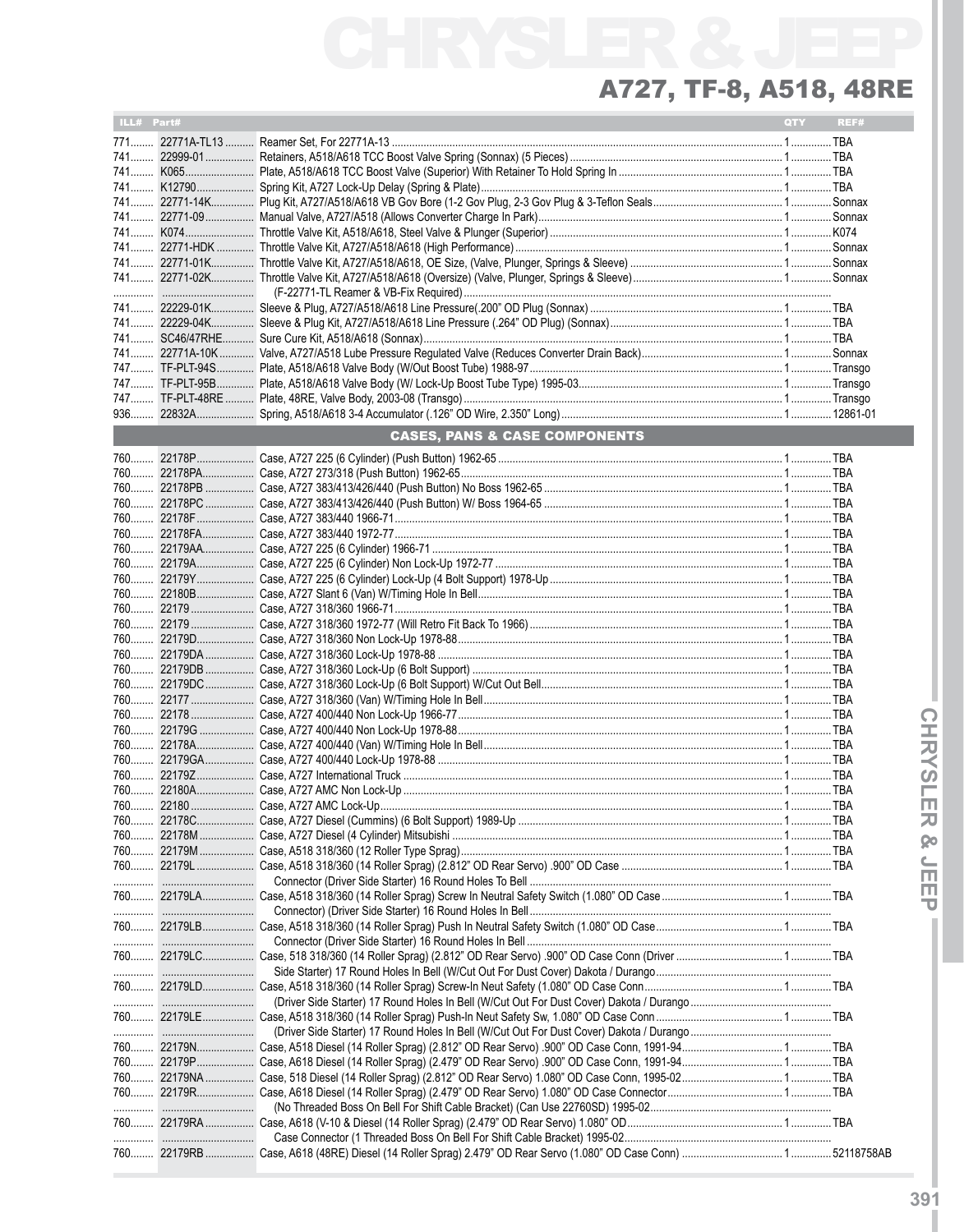# A727, TF-8, A518, 48RE

| ILL# | Part# | | QTY | REF# |
|---|---|---|---|---|
| 771 | 22771A-TL13 | Reamer Set, For 22771A-13 | 1 | TBA |
| 741 | 22999-01 | Retainers, A518/A618 TCC Boost Valve Spring (Sonnax) (5 Pieces) | 1 | TBA |
| 741 | K065 | Plate, A518/A618 TCC Boost Valve (Superior) With Retainer To Hold Spring In | 1 | TBA |
| 741 | K12790 | Spring Kit, A727 Lock-Up Delay (Spring & Plate) | 1 | TBA |
| 741 | 22771-14K | Plug Kit, A727/A518/A618 VB Gov Bore (1-2 Gov Plug, 2-3 Gov Plug & 3-Teflon Seals | 1 | Sonnax |
| 741 | 22771-09 | Manual Valve, A727/A518 (Allows Converter Charge In Park) | 1 | Sonnax |
| 741 | K074 | Throttle Valve Kit, A518/A618, Steel Valve & Plunger (Superior) | 1 | K074 |
| 741 | 22771-HDK | Throttle Valve Kit, A727/A518/A618 (High Performance) | 1 | Sonnax |
| 741 | 22771-01K | Throttle Valve Kit, A727/A518/A618, OE Size, (Valve, Plunger, Springs & Sleeve) | 1 | Sonnax |
| 741 | 22771-02K | Throttle Valve Kit, A727/A518/A618 (Oversize) (Valve, Plunger, Springs & Sleeve) | 1 | Sonnax |
| | | (F-22771-TL Reamer & VB-Fix Required) | | |
| 741 | 22229-01K | Sleeve & Plug, A727/A518/A618 Line Pressure(.200" OD Plug (Sonnax) | 1 | TBA |
| 741 | 22229-04K | Sleeve & Plug Kit, A727/A518/A618 Line Pressure (.264" OD Plug) (Sonnax) | 1 | TBA |
| 741 | SC46/47RHE | Sure Cure Kit, A518/A618 (Sonnax) | 1 | TBA |
| 741 | 22771A-10K | Valve, A727/A518 Lube Pressure Regulated Valve (Reduces Converter Drain Back) | 1 | Sonnax |
| 747 | TF-PLT-94S | Plate, A518/A618 Valve Body (W/Out Boost Tube) 1988-97 | 1 | Transgo |
| 747 | TF-PLT-95B | Plate, A518/A618 Valve Body (W/ Lock-Up Boost Tube Type) 1995-03 | 1 | Transgo |
| 747 | TF-PLT-48RE | Plate, 48RE, Valve Body, 2003-08 (Transgo) | 1 | Transgo |
| 936 | 22832A | Spring, A518/A618 3-4 Accumulator (.126" OD Wire, 2.350" Long) | 1 | 12861-01 |
| | | **CASES, PANS & CASE COMPONENTS** | | |
| 760 | 22178P | Case, A727 225 (6 Cylinder) (Push Button) 1962-65 | 1 | TBA |
| 760 | 22178PA | Case, A727 273/318 (Push Button) 1962-65 | 1 | TBA |
| 760 | 22178PB | Case, A727 383/413/426/440 (Push Button) No Boss 1962-65 | 1 | TBA |
| 760 | 22178PC | Case, A727 383/413/426/440 (Push Button) W/ Boss 1964-65 | 1 | TBA |
| 760 | 22178F | Case, A727 383/440 1966-71 | 1 | TBA |
| 760 | 22178FA | Case, A727 383/440 1972-77 | 1 | TBA |
| 760 | 22179AA | Case, A727 225 (6 Cylinder) 1966-71 | 1 | TBA |
| 760 | 22179A | Case, A727 225 (6 Cylinder) Non Lock-Up 1972-77 | 1 | TBA |
| 760 | 22179Y | Case, A727 225 (6 Cylinder) Lock-Up (4 Bolt Support) 1978-Up | 1 | TBA |
| 760 | 22180B | Case, A727 Slant 6 (Van) W/Timing Hole In Bell | 1 | TBA |
| 760 | 22179 | Case, A727 318/360 1966-71 | 1 | TBA |
| 760 | 22179 | Case, A727 318/360 1972-77 (Will Retro Fit Back To 1966) | 1 | TBA |
| 760 | 22179D | Case, A727 318/360 Non Lock-Up 1978-88 | 1 | TBA |
| 760 | 22179DA | Case, A727 318/360 Lock-Up 1978-88 | 1 | TBA |
| 760 | 22179DB | Case, A727 318/360 Lock-Up (6 Bolt Support) | 1 | TBA |
| 760 | 22179DC | Case, A727 318/360 Lock-Up (6 Bolt Support) W/Cut Out Bell | 1 | TBA |
| 760 | 22177 | Case, A727 318/360 (Van) W/Timing Hole In Bell | 1 | TBA |
| 760 | 22178 | Case, A727 400/440 Non Lock-Up 1966-77 | 1 | TBA |
| 760 | 22179G | Case, A727 400/440 Non Lock-Up 1978-88 | 1 | TBA |
| 760 | 22178A | Case, A727 400/440 (Van) W/Timing Hole In Bell | 1 | TBA |
| 760 | 22179GA | Case, A727 400/440 Lock-Up 1978-88 | 1 | TBA |
| 760 | 22179Z | Case, A727 International Truck | 1 | TBA |
| 760 | 22180A | Case, A727 AMC Non Lock-Up | 1 | TBA |
| 760 | 22180 | Case, A727 AMC Lock-Up | 1 | TBA |
| 760 | 22178C | Case, A727 Diesel (Cummins) (6 Bolt Support) 1989-Up | 1 | TBA |
| 760 | 22178M | Case, A727 Diesel (4 Cylinder) Mitsubishi | 1 | TBA |
| 760 | 22179M | Case, A518 318/360 (12 Roller Type Sprag) | 1 | TBA |
| 760 | 22179L | Case, A518 318/360 (14 Roller Sprag) (2.812" OD Rear Servo) .900" OD Case | 1 | TBA |
| | | Connector (Driver Side Starter) 16 Round Holes To Bell | | |
| 760 | 22179LA | Case, A518 318/360 (14 Roller Sprag) Screw In Neutral Safety Switch (1.080" OD Case | 1 | TBA |
| | | Connector) (Driver Side Starter) 16 Round Holes In Bell | | |
| 760 | 22179LB | Case, A518 318/360 (14 Roller Sprag) Push In Neutral Safety Switch (1.080" OD Case | 1 | TBA |
| | | Connector (Driver Side Starter) 16 Round Holes In Bell | | |
| 760 | 22179LC | Case, 518 318/360 (14 Roller Sprag) (2.812" OD Rear Servo) .900" OD Case Conn (Driver | 1 | TBA |
| | | Side Starter) 17 Round Holes In Bell (W/Cut Out For Dust Cover) Dakota / Durango | | |
| 760 | 22179LD | Case, A518 318/360 (14 Roller Sprag) Screw-In Neut Safety (1.080" OD Case Conn | 1 | TBA |
| | | (Driver Side Starter) 17 Round Holes In Bell (W/Cut Out For Dust Cover) Dakota / Durango | | |
| 760 | 22179LE | Case, A518 318/360 (14 Roller Sprag) Push-In Neut Safety Sw, 1.080" OD Case Conn | 1 | TBA |
| | | (Driver Side Starter) 17 Round Holes In Bell (W/Cut Out For Dust Cover) Dakota / Durango | | |
| 760 | 22179N | Case, A518 Diesel (14 Roller Sprag) (2.812" OD Rear Servo) .900" OD Case Conn, 1991-94 | 1 | TBA |
| 760 | 22179P | Case, A618 Diesel (14 Roller Sprag) (2.479" OD Rear Servo) .900" OD Case Conn, 1991-94 | 1 | TBA |
| 760 | 22179NA | Case, 518 Diesel (14 Roller Sprag) (2.812" OD Rear Servo) 1.080" OD Case Conn, 1995-02 | 1 | TBA |
| 760 | 22179R | Case, A618 Diesel (14 Roller Sprag) (2.479" OD Rear Servo) 1.080" OD Case Connector | 1 | TBA |
| | | (No Threaded Boss On Bell For Shift Cable Bracket) (Can Use 22760SD) 1995-02 | | |
| 760 | 22179RA | Case, A618 (V-10 & Diesel (14 Roller Sprag) (2.479" OD Rear Servo) 1.080" OD | 1 | TBA |
| | | Case Connector (1 Threaded Boss On Bell For Shift Cable Bracket) 1995-02 | | |
| 760 | 22179RB | Case, A618 (48RE) Diesel (14 Roller Sprag) 2.479" OD Rear Servo (1.080" OD Case Conn) | 1 | 52118758AB |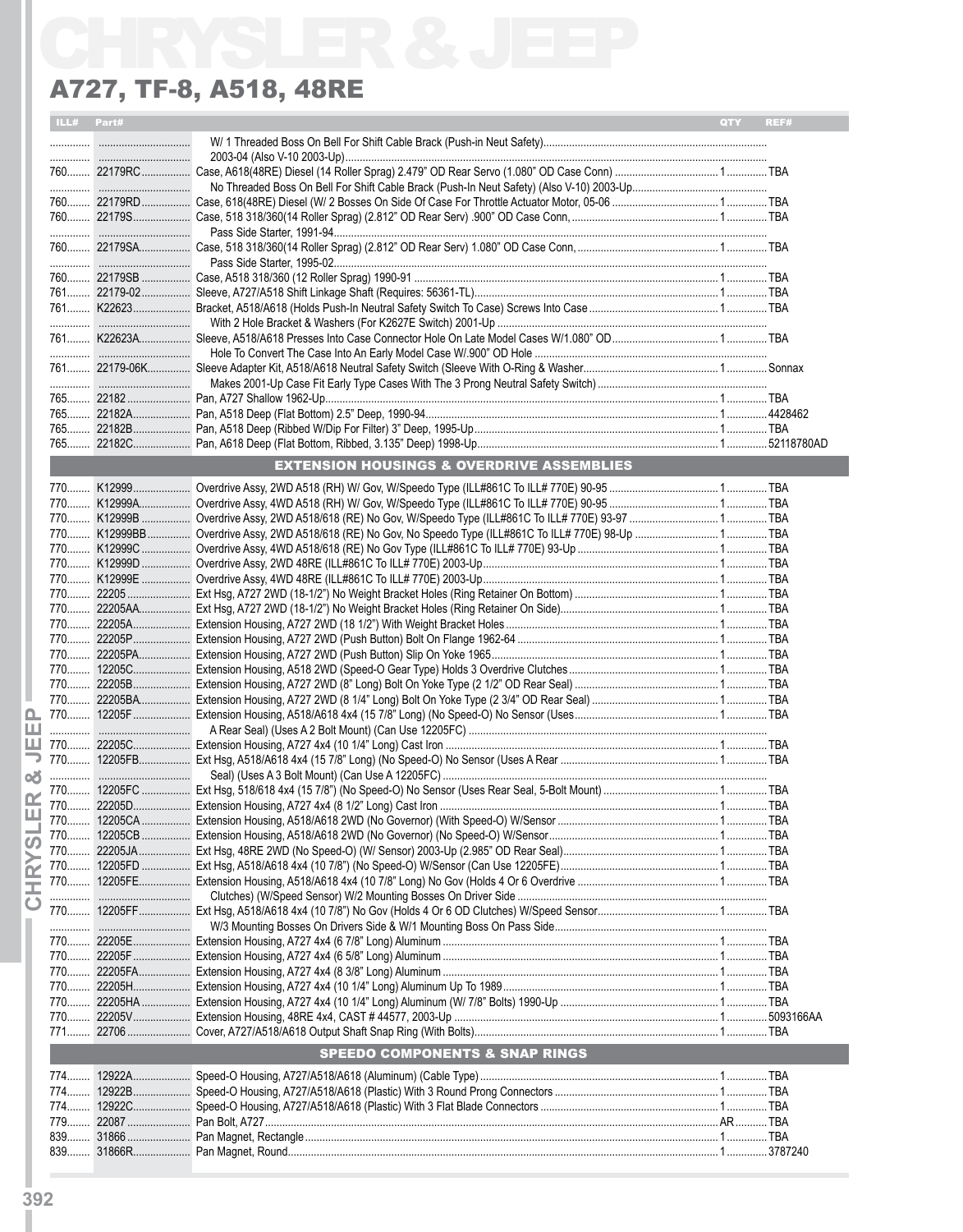# CHRYSLER & JEEP

## A727, TF-8, A518, 48RE

| ILL# | Part# | | QTY | REF# |
|---|---|---|---|---|
| | | W/ 1 Threaded Boss On Bell For Shift Cable Brack (Push-in Neut Safety) | | |
| | | 2003-04 (Also V-10 2003-Up) | | |
| 760 | 22179RC | Case, A618(48RE) Diesel (14 Roller Sprag) 2.479" OD Rear Servo (1.080" OD Case Conn) | 1 | TBA |
| | | No Threaded Boss On Bell For Shift Cable Brack (Push-In Neut Safety) (Also V-10) 2003-Up | | |
| 760 | 22179RD | Case, 618(48RE) Diesel (W/ 2 Bosses On Side Of Case For Throttle Actuator Motor, 05-06 | 1 | TBA |
| 760 | 22179S | Case, 518 318/360(14 Roller Sprag) (2.812" OD Rear Serv) .900" OD Case Conn, | 1 | TBA |
| | | Pass Side Starter, 1991-94 | | |
| 760 | 22179SA | Case, 518 318/360(14 Roller Sprag) (2.812" OD Rear Serv) 1.080" OD Case Conn, | 1 | TBA |
| | | Pass Side Starter, 1995-02 | | |
| 760 | 22179SB | Case, A518 318/360 (12 Roller Sprag) 1990-91 | 1 | TBA |
| 761 | 22179-02 | Sleeve, A727/A518 Shift Linkage Shaft (Requires: 56361-TL) | 1 | TBA |
| 761 | K22623 | Bracket, A518/A618 (Holds Push-In Neutral Safety Switch To Case) Screws Into Case | 1 | TBA |
| | | With 2 Hole Bracket & Washers (For K2627E Switch) 2001-Up | | |
| 761 | K22623A | Sleeve, A518/A618 Presses Into Case Connector Hole On Late Model Cases W/1.080" OD | 1 | TBA |
| | | Hole To Convert The Case Into An Early Model Case W/.900" OD Hole | | |
| 761 | 22179-06K | Sleeve Adapter Kit, A518/A618 Neutral Safety Switch (Sleeve With O-Ring & Washer | 1 | Sonnax |
| | | Makes 2001-Up Case Fit Early Type Cases With The 3 Prong Neutral Safety Switch) | | |
| 765 | 22182 | Pan, A727 Shallow 1962-Up | 1 | TBA |
| 765 | 22182A | Pan, A518 Deep (Flat Bottom) 2.5" Deep, 1990-94 | 1 | 4428462 |
| 765 | 22182B | Pan, A518 Deep (Ribbed W/Dip For Filter) 3" Deep, 1995-Up | 1 | TBA |
| 765 | 22182C | Pan, A618 Deep (Flat Bottom, Ribbed, 3.135" Deep) 1998-Up | 1 | 52118780AD |

### EXTENSION HOUSINGS & OVERDRIVE ASSEMBLIES

| ILL# | Part# | | QTY | REF# |
|---|---|---|---|---|
| 770 | K12999 | Overdrive Assy, 2WD A518 (RH) W/ Gov, W/Speedo Type (ILL#861C To ILL# 770E) 90-95 | 1 | TBA |
| 770 | K12999A | Overdrive Assy, 4WD A518 (RH) W/ Gov, W/Speedo Type (ILL#861C To ILL# 770E) 90-95 | 1 | TBA |
| 770 | K12999B | Overdrive Assy, 2WD A518/618 (RE) No Gov, W/Speedo Type (ILL#861C To ILL# 770E) 93-97 | 1 | TBA |
| 770 | K12999BB | Overdrive Assy, 2WD A518/618 (RE) No Gov, No Speedo Type (ILL#861C To ILL# 770E) 98-Up | 1 | TBA |
| 770 | K12999C | Overdrive Assy, 4WD A518/618 (RE) No Gov Type (ILL#861C To ILL# 770E) 93-Up | 1 | TBA |
| 770 | K12999D | Overdrive Assy, 2WD 48RE (ILL#861C To ILL# 770E) 2003-Up | 1 | TBA |
| 770 | K12999E | Overdrive Assy, 4WD 48RE (ILL#861C To ILL# 770E) 2003-Up | 1 | TBA |
| 770 | 22205 | Ext Hsg, A727 2WD (18-1/2") No Weight Bracket Holes (Ring Retainer On Bottom) | 1 | TBA |
| 770 | 22205AA | Ext Hsg, A727 2WD (18-1/2") No Weight Bracket Holes (Ring Retainer On Side) | 1 | TBA |
| 770 | 22205A | Extension Housing, A727 2WD (18 1/2") With Weight Bracket Holes | 1 | TBA |
| 770 | 22205P | Extension Housing, A727 2WD (Push Button) Bolt On Flange 1962-64 | 1 | TBA |
| 770 | 22205PA | Extension Housing, A727 2WD (Push Button) Slip On Yoke 1965 | 1 | TBA |
| 770 | 12205C | Extension Housing, A518 2WD (Speed-O Gear Type) Holds 3 Overdrive Clutches | 1 | TBA |
| 770 | 22205B | Extension Housing, A727 2WD (8" Long) Bolt On Yoke Type (2 1/2" OD Rear Seal) | 1 | TBA |
| 770 | 22205BA | Extension Housing, A727 2WD (8 1/4" Long) Bolt On Yoke Type (2 3/4" OD Rear Seal) | 1 | TBA |
| 770 | 12205F | Extension Housing, A518/A618 4x4 (15 7/8" Long) (No Speed-O) No Sensor (Uses | 1 | TBA |
| | | A Rear Seal) (Uses A 2 Bolt Mount) (Can Use 12205FC) | | |
| 770 | 22205C | Extension Housing, A727 4x4 (10 1/4" Long) Cast Iron | 1 | TBA |
| 770 | 12205FB | Ext Hsg, A518/A618 4x4 (15 7/8" Long) (No Speed-O) No Sensor (Uses A Rear | 1 | TBA |
| | | Seal) (Uses A 3 Bolt Mount) (Can Use A 12205FC) | | |
| 770 | 12205FC | Ext Hsg, 518/618 4x4 (15 7/8") (No Speed-O) No Sensor (Uses Rear Seal, 5-Bolt Mount) | 1 | TBA |
| 770 | 22205D | Extension Housing, A727 4x4 (8 1/2" Long) Cast Iron | 1 | TBA |
| 770 | 12205CA | Extension Housing, A518/A618 2WD (No Governor) (With Speed-O) W/Sensor | 1 | TBA |
| 770 | 12205CB | Extension Housing, A518/A618 2WD (No Governor) (No Speed-O) W/Sensor | 1 | TBA |
| 770 | 22205JA | Ext Hsg, 48RE 2WD (No Speed-O) (W/ Sensor) 2003-Up (2.985" OD Rear Seal) | 1 | TBA |
| 770 | 12205FD | Ext Hsg, A518/A618 4x4 (10 7/8") (No Speed-O) W/Sensor (Can Use 12205FE) | 1 | TBA |
| 770 | 12205FE | Extension Housing, A518/A618 4x4 (10 7/8" Long) No Gov (Holds 4 Or 6 Overdrive | 1 | TBA |
| | | Clutches) (W/Speed Sensor) W/2 Mounting Bosses On Driver Side | | |
| 770 | 12205FF | Ext Hsg, A518/A618 4x4 (10 7/8") No Gov (Holds 4 Or 6 OD Clutches) W/Speed Sensor | 1 | TBA |
| | | W/3 Mounting Bosses On Drivers Side & W/1 Mounting Boss On Pass Side | | |
| 770 | 22205E | Extension Housing, A727 4x4 (6 7/8" Long) Aluminum | 1 | TBA |
| 770 | 22205F | Extension Housing, A727 4x4 (6 5/8" Long) Aluminum | 1 | TBA |
| 770 | 22205FA | Extension Housing, A727 4x4 (8 3/8" Long) Aluminum | 1 | TBA |
| 770 | 22205H | Extension Housing, A727 4x4 (10 1/4" Long) Aluminum Up To 1989 | 1 | TBA |
| 770 | 22205HA | Extension Housing, A727 4x4 (10 1/4" Long) Aluminum (W/ 7/8" Bolts) 1990-Up | 1 | TBA |
| 770 | 22205V | Extension Housing, 48RE 4x4, CAST # 44577, 2003-Up | 1 | 5093166AA |
| 771 | 22706 | Cover, A727/A518/A618 Output Shaft Snap Ring (With Bolts) | 1 | TBA |

### SPEEDO COMPONENTS & SNAP RINGS

| ILL# | Part# | | QTY | REF# |
|---|---|---|---|---|
| 774 | 12922A | Speed-O Housing, A727/A518/A618 (Aluminum) (Cable Type) | 1 | TBA |
| 774 | 12922B | Speed-O Housing, A727/A518/A618 (Plastic) With 3 Round Prong Connectors | 1 | TBA |
| 774 | 12922C | Speed-O Housing, A727/A518/A618 (Plastic) With 3 Flat Blade Connectors | 1 | TBA |
| 779 | 22087 | Pan Bolt, A727 | AR | TBA |
| 839 | 31866 | Pan Magnet, Rectangle | 1 | TBA |
| 839 | 31866R | Pan Magnet, Round | 1 | 3787240 |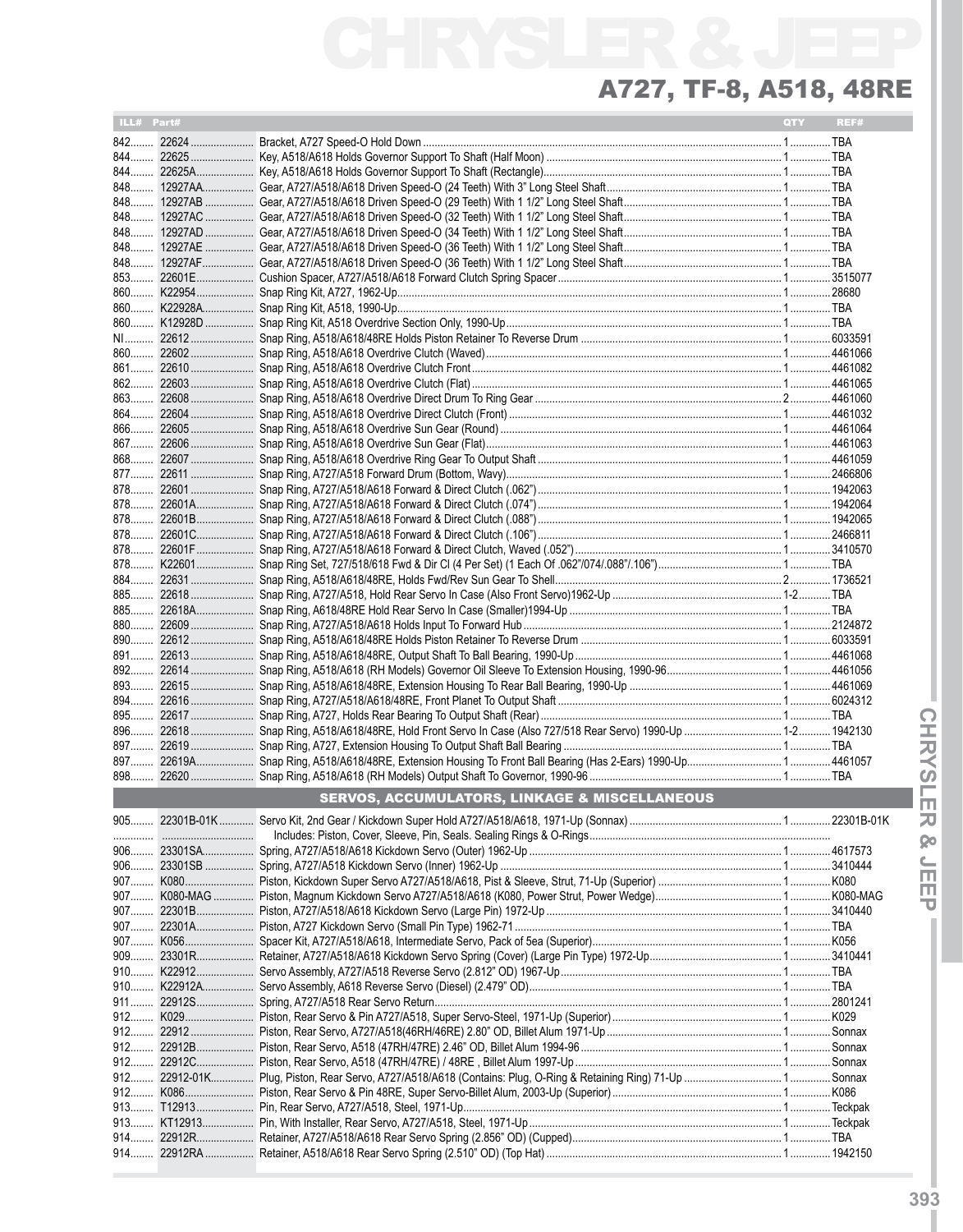# A727, TF-8, A518, 48RE

| ILL# | Part# | | QTY | REF# |
|---|---|---|---|---|
| 842 | 22624 | Bracket, A727 Speed-O Hold Down | 1 | TBA |
| 844 | 22625 | Key, A518/A618 Holds Governor Support To Shaft (Half Moon) | 1 | TBA |
| 844 | 22625A | Key, A518/A618 Holds Governor Support To Shaft (Rectangle) | 1 | TBA |
| 848 | 12927AA | Gear, A727/A518/A618 Driven Speed-O (24 Teeth) With 3" Long Steel Shaft | 1 | TBA |
| 848 | 12927AB | Gear, A727/A518/A618 Driven Speed-O (29 Teeth) With 1 1/2" Long Steel Shaft | 1 | TBA |
| 848 | 12927AC | Gear, A727/A518/A618 Driven Speed-O (32 Teeth) With 1 1/2" Long Steel Shaft | 1 | TBA |
| 848 | 12927AD | Gear, A727/A518/A618 Driven Speed-O (34 Teeth) With 1 1/2" Long Steel Shaft | 1 | TBA |
| 848 | 12927AE | Gear, A727/A518/A618 Driven Speed-O (36 Teeth) With 1 1/2" Long Steel Shaft | 1 | TBA |
| 848 | 12927AF | Gear, A727/A518/A618 Driven Speed-O (36 Teeth) With 1 1/2" Long Steel Shaft | 1 | TBA |
| 853 | 22601E | Cushion Spacer, A727/A518/A618 Forward Clutch Spring Spacer | 1 | 3515077 |
| 860 | K22954 | Snap Ring Kit, A727, 1962-Up | 1 | 28680 |
| 860 | K22928A | Snap Ring Kit, A518, 1990-Up | 1 | TBA |
| 860 | K12928D | Snap Ring Kit, A518 Overdrive Section Only, 1990-Up | 1 | TBA |
| NI | 22612 | Snap Ring, A518/A618/48RE Holds Piston Retainer To Reverse Drum | 1 | 6033591 |
| 860 | 22602 | Snap Ring, A518/A618 Overdrive Clutch (Waved) | 1 | 4461066 |
| 861 | 22610 | Snap Ring, A518/A618 Overdrive Clutch Front | 1 | 4461082 |
| 862 | 22603 | Snap Ring, A518/A618 Overdrive Clutch (Flat) | 1 | 4461065 |
| 863 | 22608 | Snap Ring, A518/A618 Overdrive Direct Drum To Ring Gear | 2 | 4461060 |
| 864 | 22604 | Snap Ring, A518/A618 Overdrive Direct Clutch (Front) | 1 | 4461032 |
| 866 | 22605 | Snap Ring, A518/A618 Overdrive Sun Gear (Round) | 1 | 4461064 |
| 867 | 22606 | Snap Ring, A518/A618 Overdrive Sun Gear (Flat) | 1 | 4461063 |
| 868 | 22607 | Snap Ring, A518/A618 Overdrive Ring Gear To Output Shaft | 1 | 4461059 |
| 877 | 22611 | Snap Ring, A727/A518 Forward Drum (Bottom, Wavy) | 1 | 2466806 |
| 878 | 22601 | Snap Ring, A727/A518/A618 Forward & Direct Clutch (.062") | 1 | 1942063 |
| 878 | 22601A | Snap Ring, A727/A518/A618 Forward & Direct Clutch (.074") | 1 | 1942064 |
| 878 | 22601B | Snap Ring, A727/A518/A618 Forward & Direct Clutch (.088") | 1 | 1942065 |
| 878 | 22601C | Snap Ring, A727/A518/A618 Forward & Direct Clutch (.106") | 1 | 2466811 |
| 878 | 22601F | Snap Ring, A727/A518/A618 Forward & Direct Clutch, Waved (.052") | 1 | 3410570 |
| 878 | K22601 | Snap Ring Set, 727/518/618 Fwd & Dir Cl (4 Per Set) (1 Each Of .062"/074/.088"/.106") | 1 | TBA |
| 884 | 22631 | Snap Ring, A518/A618/48RE, Holds Fwd/Rev Sun Gear To Shell | 2 | 1736521 |
| 885 | 22618 | Snap Ring, A727/A518, Hold Rear Servo In Case (Also Front Servo)1962-Up | 1-2 | TBA |
| 885 | 22618A | Snap Ring, A618/48RE Hold Rear Servo In Case (Smaller)1994-Up | 1 | TBA |
| 880 | 22609 | Snap Ring, A727/A518/A618 Holds Input To Forward Hub | 1 | 2124872 |
| 890 | 22612 | Snap Ring, A518/A618/48RE Holds Piston Retainer To Reverse Drum | 1 | 6033591 |
| 891 | 22613 | Snap Ring, A518/A618/48RE, Output Shaft To Ball Bearing, 1990-Up | 1 | 4461068 |
| 892 | 22614 | Snap Ring, A518/A618 (RH Models) Governor Oil Sleeve To Extension Housing, 1990-96 | 1 | 4461056 |
| 893 | 22615 | Snap Ring, A518/A618/48RE, Extension Housing To Rear Ball Bearing, 1990-Up | 1 | 4461069 |
| 894 | 22616 | Snap Ring, A727/A518/A618/48RE, Front Planet To Output Shaft | 1 | 6024312 |
| 895 | 22617 | Snap Ring, A727, Holds Rear Bearing To Output Shaft (Rear) | 1 | TBA |
| 896 | 22618 | Snap Ring, A518/A618/48RE, Hold Front Servo In Case (Also 727/518 Rear Servo) 1990-Up | 1-2 | 1942130 |
| 897 | 22619 | Snap Ring, A727, Extension Housing To Output Shaft Ball Bearing | 1 | TBA |
| 897 | 22619A | Snap Ring, A518/A618/48RE, Extension Housing To Front Ball Bearing (Has 2-Ears) 1990-Up | 1 | 4461057 |
| 898 | 22620 | Snap Ring, A518/A618 (RH Models) Output Shaft To Governor, 1990-96 | 1 | TBA |

## SERVOS, ACCUMULATORS, LINKAGE & MISCELLANEOUS

| ILL# | Part# | | QTY | REF# |
|---|---|---|---|---|
| 905 | 22301B-01K | Servo Kit, 2nd Gear / Kickdown Super Hold A727/A518/A618, 1971-Up (Sonnax) | 1 | 22301B-01K |
| | | Includes: Piston, Cover, Sleeve, Pin, Seals. Sealing Rings & O-Rings | | |
| 906 | 23301SA | Spring, A727/A518/A618 Kickdown Servo (Outer) 1962-Up | 1 | 4617573 |
| 906 | 23301SB | Spring, A727/A518 Kickdown Servo (Inner) 1962-Up | 1 | 3410444 |
| 907 | K080 | Piston, Kickdown Super Servo A727/A518/A618, Pist & Sleeve, Strut, 71-Up (Superior) | 1 | K080 |
| 907 | K080-MAG | Piston, Magnum Kickdown Servo A727/A518/A618 (K080, Power Strut, Power Wedge) | 1 | K080-MAG |
| 907 | 22301B | Piston, A727/A518/A618 Kickdown Servo (Large Pin) 1972-Up | 1 | 3410440 |
| 907 | 22301A | Piston, A727 Kickdown Servo (Small Pin Type) 1962-71 | 1 | TBA |
| 907 | K056 | Spacer Kit, A727/A518/A618, Intermediate Servo, Pack of 5ea (Superior) | 1 | K056 |
| 909 | 23301R | Retainer, A727/A518/A618 Kickdown Servo Spring (Cover) (Large Pin Type) 1972-Up | 1 | 3410441 |
| 910 | K22912 | Servo Assembly, A727/A518 Reverse Servo (2.812" OD) 1967-Up | 1 | TBA |
| 910 | K22912A | Servo Assembly, A618 Reverse Servo (Diesel) (2.479" OD) | 1 | TBA |
| 911 | 22912S | Spring, A727/A518 Rear Servo Return | 1 | 2801241 |
| 912 | K029 | Piston, Rear Servo & Pin A727/A518, Super Servo-Steel, 1971-Up (Superior) | 1 | K029 |
| 912 | 22912 | Piston, Rear Servo, A727/A518(46RH/46RE) 2.80" OD, Billet Alum 1971-Up | 1 | Sonnax |
| 912 | 22912B | Piston, Rear Servo, A518 (47RH/47RE) 2.46" OD, Billet Alum 1994-96 | 1 | Sonnax |
| 912 | 22912C | Piston, Rear Servo, A518 (47RH/47RE) / 48RE , Billet Alum 1997-Up | 1 | Sonnax |
| 912 | 22912-01K | Plug, Piston, Rear Servo, A727/A518/A618 (Contains: Plug, O-Ring & Retaining Ring) 71-Up | 1 | Sonnax |
| 912 | K086 | Piston, Rear Servo & Pin 48RE, Super Servo-Billet Alum, 2003-Up (Superior) | 1 | K086 |
| 913 | T12913 | Pin, Rear Servo, A727/A518, Steel, 1971-Up | 1 | Teckpak |
| 913 | KT12913 | Pin, With Installer, Rear Servo, A727/A518, Steel, 1971-Up | 1 | Teckpak |
| 914 | 22912R | Retainer, A727/A518/A618 Rear Servo Spring (2.856" OD) (Cupped) | 1 | TBA |
| 914 | 22912RA | Retainer, A518/A618 Rear Servo Spring (2.510" OD) (Top Hat) | 1 | 1942150 |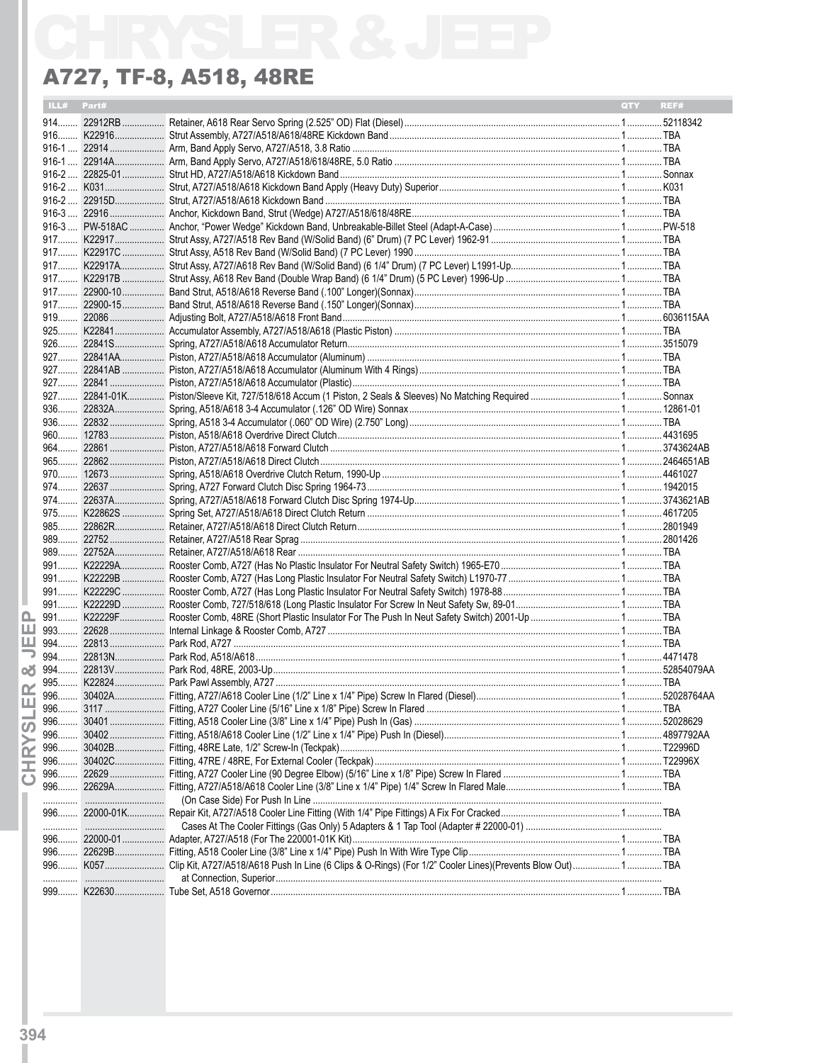# CHRYSLER & JEEP

## A727, TF-8, A518, 48RE

| ILL# | Part# | | QTY | REF# |
|---|---|---|---|---|
| 914 | 22912RB | Retainer, A618 Rear Servo Spring (2.525" OD) Flat (Diesel) | 1 | 52118342 |
| 916 | K22916 | Strut Assembly, A727/A518/A618/48RE Kickdown Band | 1 | TBA |
| 916-1 | 22914 | Arm, Band Apply Servo, A727/A518, 3.8 Ratio | 1 | TBA |
| 916-1 | 22914A | Arm, Band Apply Servo, A727/A518/618/48RE, 5.0 Ratio | 1 | TBA |
| 916-2 | 22825-01 | Strut HD, A727/A518/A618 Kickdown Band | 1 | Sonnax |
| 916-2 | K031 | Strut, A727/A518/A618 Kickdown Band Apply (Heavy Duty) Superior | 1 | K031 |
| 916-2 | 22915D | Strut, A727/A518/A618 Kickdown Band | 1 | TBA |
| 916-3 | 22916 | Anchor, Kickdown Band, Strut (Wedge) A727/A518/618/48RE | 1 | TBA |
| 916-3 | PW-518AC | Anchor, "Power Wedge" Kickdown Band, Unbreakable-Billet Steel (Adapt-A-Case) | 1 | PW-518 |
| 917 | K22917 | Strut Assy, A727/A518 Rev Band (W/Solid Band) (6" Drum) (7 PC Lever) 1962-91 | 1 | TBA |
| 917 | K22917C | Strut Assy, A518 Rev Band (W/Solid Band) (7 PC Lever) 1990 | 1 | TBA |
| 917 | K22917A | Strut Assy, A727/A618 Rev Band (W/Solid Band) (6 1/4" Drum) (7 PC Lever) L1991-Up | 1 | TBA |
| 917 | K22917B | Strut Assy, A618 Rev Band (Double Wrap Band) (6 1/4" Drum) (5 PC Lever) 1996-Up | 1 | TBA |
| 917 | 22900-10 | Band Strut, A518/A618 Reverse Band (.100" Longer)(Sonnax) | 1 | TBA |
| 917 | 22900-15 | Band Strut, A518/A618 Reverse Band (.150" Longer)(Sonnax) | 1 | TBA |
| 919 | 22086 | Adjusting Bolt, A727/A518/A618 Front Band | 1 | 6036115AA |
| 925 | K22841 | Accumulator Assembly, A727/A518/A618 (Plastic Piston) | 1 | TBA |
| 926 | 22841S | Spring, A727/A518/A618 Accumulator Return | 1 | 3515079 |
| 927 | 22841AA | Piston, A727/A518/A618 Accumulator (Aluminum) | 1 | TBA |
| 927 | 22841AB | Piston, A727/A518/A618 Accumulator (Aluminum With 4 Rings) | 1 | TBA |
| 927 | 22841 | Piston, A727/A518/A618 Accumulator (Plastic) | 1 | TBA |
| 927 | 22841-01K | Piston/Sleeve Kit, 727/518/618 Accum (1 Piston, 2 Seals & Sleeves) No Matching Required | 1 | Sonnax |
| 936 | 22832A | Spring, A518/A618 3-4 Accumulator (.126" OD Wire) Sonnax | 1 | 12861-01 |
| 936 | 22832 | Spring, A518 3-4 Accumulator (.060" OD Wire) (2.750" Long) | 1 | TBA |
| 960 | 12783 | Piston, A518/A618 Overdrive Direct Clutch | 1 | 4431695 |
| 964 | 22861 | Piston, A727/A518/A618 Forward Clutch | 1 | 3743624AB |
| 965 | 22862 | Piston, A727/A518/A618 Direct Clutch | 1 | 2464651AB |
| 970 | 12673 | Spring, A518/A618 Overdrive Clutch Return, 1990-Up | 1 | 4461027 |
| 974 | 22637 | Spring, A727 Forward Clutch Disc Spring 1964-73 | 1 | 1942015 |
| 974 | 22637A | Spring, A727/A518/A618 Forward Clutch Disc Spring 1974-Up | 1 | 3743621AB |
| 975 | K22862S | Spring Set, A727/A518/A618 Direct Clutch Return | 1 | 4617205 |
| 985 | 22862R | Retainer, A727/A518/A618 Direct Clutch Return | 1 | 2801949 |
| 989 | 22752 | Retainer, A727/A518 Rear Sprag | 1 | 2801426 |
| 989 | 22752A | Retainer, A727/A518/A618 Rear | 1 | TBA |
| 991 | K22229A | Rooster Comb, A727 (Has No Plastic Insulator For Neutral Safety Switch) 1965-E70 | 1 | TBA |
| 991 | K22229B | Rooster Comb, A727 (Has Long Plastic Insulator For Neutral Safety Switch) L1970-77 | 1 | TBA |
| 991 | K22229C | Rooster Comb, A727 (Has Long Plastic Insulator For Neutral Safety Switch) 1978-88 | 1 | TBA |
| 991 | K22229D | Rooster Comb, 727/518/618 (Long Plastic Insulator For Screw In Neut Safety Sw, 89-01 | 1 | TBA |
| 991 | K22229F | Rooster Comb, 48RE (Short Plastic Insulator For The Push In Neut Safety Switch) 2001-Up | 1 | TBA |
| 993 | 22628 | Internal Linkage & Rooster Comb, A727 | 1 | TBA |
| 994 | 22813 | Park Rod, A727 | 1 | TBA |
| 994 | 22813N | Park Rod, A518/A618 | 1 | 4471478 |
| 994 | 22813V | Park Rod, 48RE, 2003-Up | 1 | 52854079AA |
| 995 | K22824 | Park Pawl Assembly, A727 | 1 | TBA |
| 996 | 30402A | Fitting, A727/A618 Cooler Line (1/2" Line x 1/4" Pipe) Screw In Flared (Diesel) | 1 | 52028764AA |
| 996 | 3117 | Fitting, A727 Cooler Line (5/16" Line x 1/8" Pipe) Screw In Flared | 1 | TBA |
| 996 | 30401 | Fitting, A518 Cooler Line (3/8" Line x 1/4" Pipe) Push In (Gas) | 1 | 52028629 |
| 996 | 30402 | Fitting, A518/A618 Cooler Line (1/2" Line x 1/4" Pipe) Push In (Diesel) | 1 | 4897792AA |
| 996 | 30402B | Fitting, 48RE Late, 1/2" Screw-In (Teckpak) | 1 | T22996D |
| 996 | 30402C | Fitting, 47RE / 48RE, For External Cooler (Teckpak) | 1 | T22996X |
| 996 | 22629 | Fitting, A727 Cooler Line (90 Degree Elbow) (5/16" Line x 1/8" Pipe) Screw In Flared | 1 | TBA |
| 996 | 22629A | Fitting, A727/A518/A618 Cooler Line (3/8" Line x 1/4" Pipe) 1/4" Screw In Flared Male (On Case Side) For Push In Line | 1 | TBA |
| 996 | 22000-01K | Repair Kit, A727/A518 Cooler Line Fitting (With 1/4" Pipe Fittings) A Fix For Cracked Cases At The Cooler Fittings (Gas Only) 5 Adapters & 1 Tap Tool (Adapter # 22000-01) | 1 | TBA |
| 996 | 22000-01 | Adapter, A727/A518 (For The 220001-01K Kit) | 1 | TBA |
| 996 | 22629B | Fitting, A518 Cooler Line (3/8" Line x 1/4" Pipe) Push In With Wire Type Clip | 1 | TBA |
| 996 | K057 | Clip Kit, A727/A518/A618 Push In Line (6 Clips & O-Rings) (For 1/2" Cooler Lines)(Prevents Blow Out) at Connection, Superior | 1 | TBA |
| 999 | K22630 | Tube Set, A518 Governor | 1 | TBA |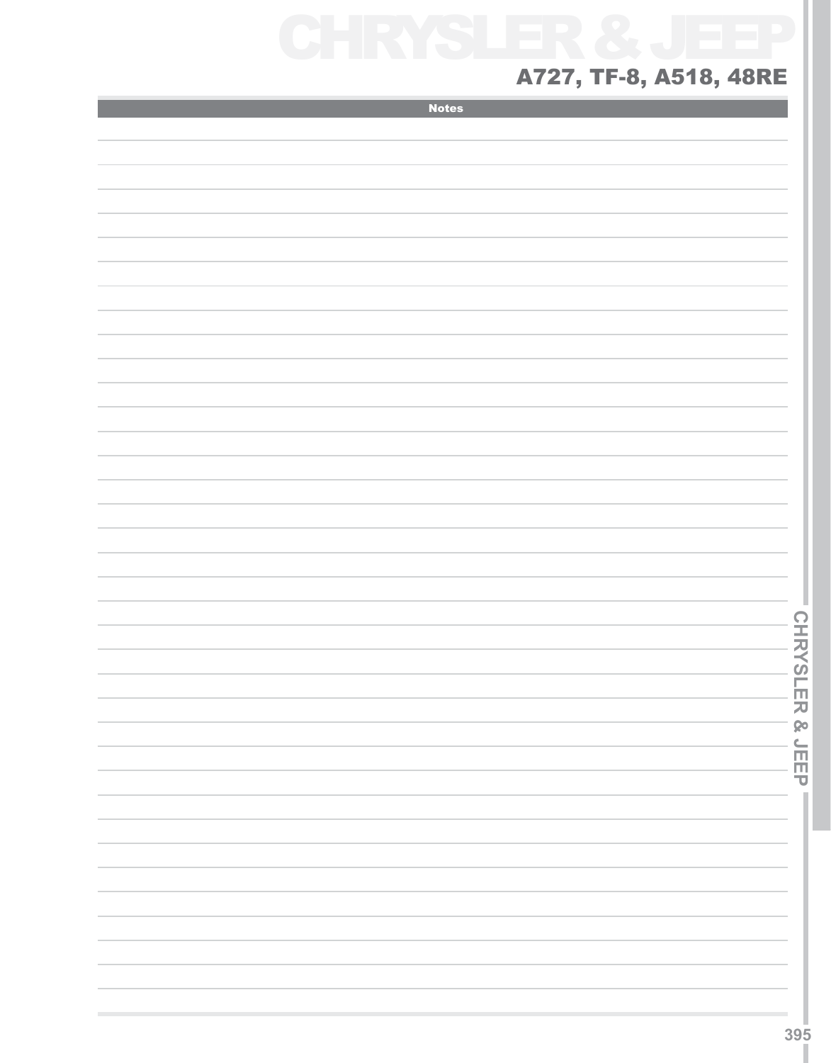Notes